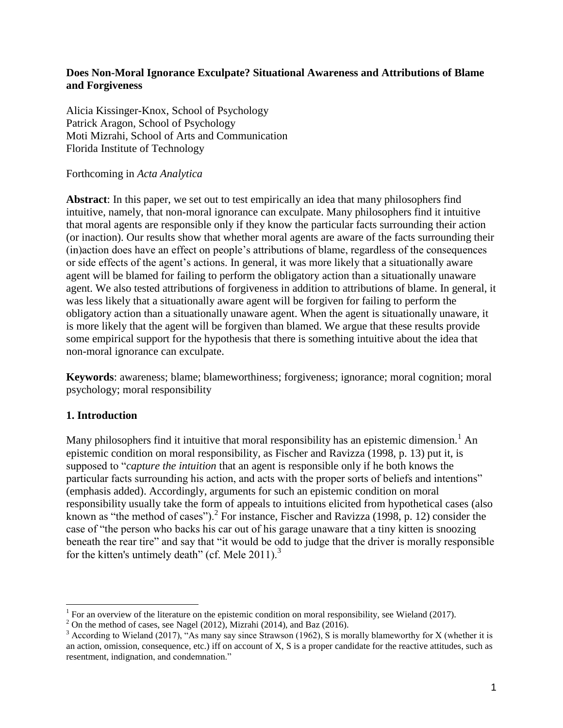**Does Non-Moral Ignorance Exculpate? Situational Awareness and Attributions of Blame and Forgiveness**

Alicia Kissinger-Knox, School of Psychology
Patrick Aragon, School of Psychology
Moti Mizrahi, School of Arts and Communication
Florida Institute of Technology

Forthcoming in *Acta Analytica*

**Abstract**: In this paper, we set out to test empirically an idea that many philosophers find intuitive, namely, that non-moral ignorance can exculpate. Many philosophers find it intuitive that moral agents are responsible only if they know the particular facts surrounding their action (or inaction). Our results show that whether moral agents are aware of the facts surrounding their (in)action does have an effect on people's attributions of blame, regardless of the consequences or side effects of the agent's actions. In general, it was more likely that a situationally aware agent will be blamed for failing to perform the obligatory action than a situationally unaware agent. We also tested attributions of forgiveness in addition to attributions of blame. In general, it was less likely that a situationally aware agent will be forgiven for failing to perform the obligatory action than a situationally unaware agent. When the agent is situationally unaware, it is more likely that the agent will be forgiven than blamed. We argue that these results provide some empirical support for the hypothesis that there is something intuitive about the idea that non-moral ignorance can exculpate.

**Keywords**: awareness; blame; blameworthiness; forgiveness; ignorance; moral cognition; moral psychology; moral responsibility

## 1. Introduction

Many philosophers find it intuitive that moral responsibility has an epistemic dimension.[1] An epistemic condition on moral responsibility, as Fischer and Ravizza (1998, p. 13) put it, is supposed to "*capture the intuition* that an agent is responsible only if he both knows the particular facts surrounding his action, and acts with the proper sorts of beliefs and intentions" (emphasis added). Accordingly, arguments for such an epistemic condition on moral responsibility usually take the form of appeals to intuitions elicited from hypothetical cases (also known as "the method of cases").[2] For instance, Fischer and Ravizza (1998, p. 12) consider the case of "the person who backs his car out of his garage unaware that a tiny kitten is snoozing beneath the rear tire" and say that "it would be odd to judge that the driver is morally responsible for the kitten's untimely death" (cf. Mele 2011).[3]

[1] For an overview of the literature on the epistemic condition on moral responsibility, see Wieland (2017).

[2] On the method of cases, see Nagel (2012), Mizrahi (2014), and Baz (2016).

[3] According to Wieland (2017), "As many say since Strawson (1962), S is morally blameworthy for X (whether it is an action, omission, consequence, etc.) iff on account of X, S is a proper candidate for the reactive attitudes, such as resentment, indignation, and condemnation."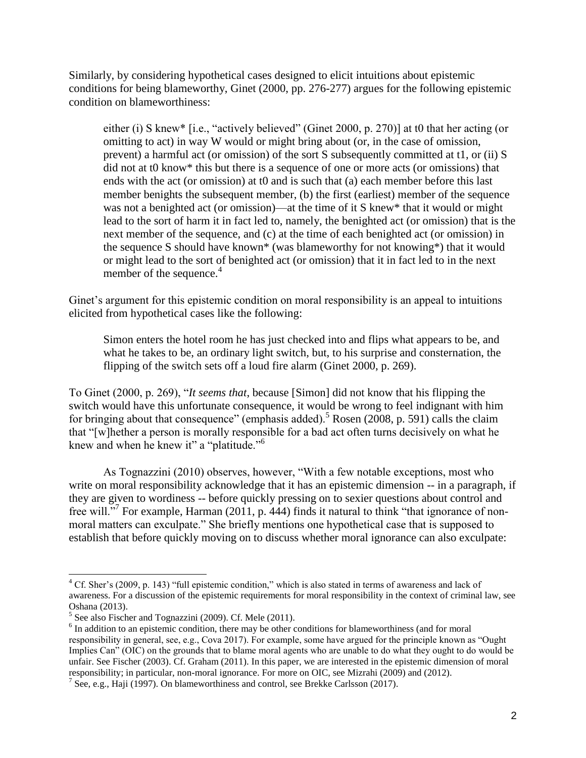Similarly, by considering hypothetical cases designed to elicit intuitions about epistemic conditions for being blameworthy, Ginet (2000, pp. 276-277) argues for the following epistemic condition on blameworthiness:

> either (i) S knew* [i.e., "actively believed" (Ginet 2000, p. 270)] at t0 that her acting (or omitting to act) in way W would or might bring about (or, in the case of omission, prevent) a harmful act (or omission) of the sort S subsequently committed at t1, or (ii) S did not at t0 know* this but there is a sequence of one or more acts (or omissions) that ends with the act (or omission) at t0 and is such that (a) each member before this last member benights the subsequent member, (b) the first (earliest) member of the sequence was not a benighted act (or omission)—at the time of it S knew* that it would or might lead to the sort of harm it in fact led to, namely, the benighted act (or omission) that is the next member of the sequence, and (c) at the time of each benighted act (or omission) in the sequence S should have known* (was blameworthy for not knowing*) that it would or might lead to the sort of benighted act (or omission) that it in fact led to in the next member of the sequence.[4]

Ginet's argument for this epistemic condition on moral responsibility is an appeal to intuitions elicited from hypothetical cases like the following:

> Simon enters the hotel room he has just checked into and flips what appears to be, and what he takes to be, an ordinary light switch, but, to his surprise and consternation, the flipping of the switch sets off a loud fire alarm (Ginet 2000, p. 269).

To Ginet (2000, p. 269), "*It seems that*, because [Simon] did not know that his flipping the switch would have this unfortunate consequence, it would be wrong to feel indignant with him for bringing about that consequence" (emphasis added).[5] Rosen (2008, p. 591) calls the claim that "[w]hether a person is morally responsible for a bad act often turns decisively on what he knew and when he knew it" a "platitude."[6]

As Tognazzini (2010) observes, however, "With a few notable exceptions, most who write on moral responsibility acknowledge that it has an epistemic dimension -- in a paragraph, if they are given to wordiness -- before quickly pressing on to sexier questions about control and free will."[7] For example, Harman (2011, p. 444) finds it natural to think "that ignorance of non-moral matters can exculpate." She briefly mentions one hypothetical case that is supposed to establish that before quickly moving on to discuss whether moral ignorance can also exculpate:

---

[4] Cf. Sher's (2009, p. 143) "full epistemic condition," which is also stated in terms of awareness and lack of awareness. For a discussion of the epistemic requirements for moral responsibility in the context of criminal law, see Oshana (2013).

[5] See also Fischer and Tognazzini (2009). Cf. Mele (2011).

[6] In addition to an epistemic condition, there may be other conditions for blameworthiness (and for moral responsibility in general, see, e.g., Cova 2017). For example, some have argued for the principle known as "Ought Implies Can" (OIC) on the grounds that to blame moral agents who are unable to do what they ought to do would be unfair. See Fischer (2003). Cf. Graham (2011). In this paper, we are interested in the epistemic dimension of moral responsibility; in particular, non-moral ignorance. For more on OIC, see Mizrahi (2009) and (2012).

[7] See, e.g., Haji (1997). On blameworthiness and control, see Brekke Carlsson (2017).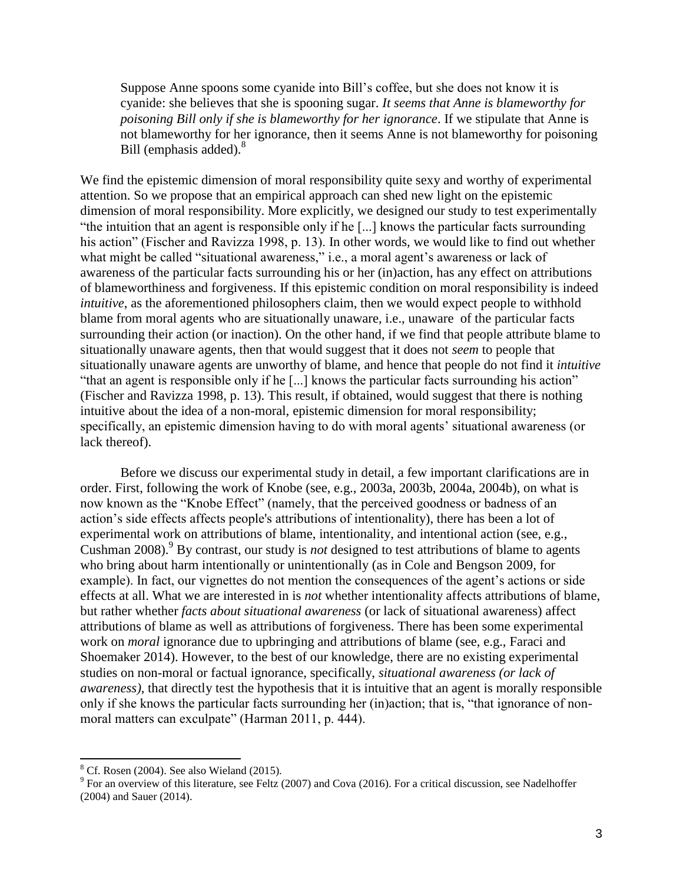> Suppose Anne spoons some cyanide into Bill's coffee, but she does not know it is cyanide: she believes that she is spooning sugar. *It seems that Anne is blameworthy for poisoning Bill only if she is blameworthy for her ignorance*. If we stipulate that Anne is not blameworthy for her ignorance, then it seems Anne is not blameworthy for poisoning Bill (emphasis added).[8]

We find the epistemic dimension of moral responsibility quite sexy and worthy of experimental attention. So we propose that an empirical approach can shed new light on the epistemic dimension of moral responsibility. More explicitly, we designed our study to test experimentally "the intuition that an agent is responsible only if he [...] knows the particular facts surrounding his action" (Fischer and Ravizza 1998, p. 13). In other words, we would like to find out whether what might be called "situational awareness," i.e., a moral agent's awareness or lack of awareness of the particular facts surrounding his or her (in)action, has any effect on attributions of blameworthiness and forgiveness. If this epistemic condition on moral responsibility is indeed *intuitive*, as the aforementioned philosophers claim, then we would expect people to withhold blame from moral agents who are situationally unaware, i.e., unaware of the particular facts surrounding their action (or inaction). On the other hand, if we find that people attribute blame to situationally unaware agents, then that would suggest that it does not *seem* to people that situationally unaware agents are unworthy of blame, and hence that people do not find it *intuitive* "that an agent is responsible only if he [...] knows the particular facts surrounding his action" (Fischer and Ravizza 1998, p. 13). This result, if obtained, would suggest that there is nothing intuitive about the idea of a non-moral, epistemic dimension for moral responsibility; specifically, an epistemic dimension having to do with moral agents' situational awareness (or lack thereof).

Before we discuss our experimental study in detail, a few important clarifications are in order. First, following the work of Knobe (see, e.g., 2003a, 2003b, 2004a, 2004b), on what is now known as the "Knobe Effect" (namely, that the perceived goodness or badness of an action's side effects affects people's attributions of intentionality), there has been a lot of experimental work on attributions of blame, intentionality, and intentional action (see, e.g., Cushman 2008).[9] By contrast, our study is *not* designed to test attributions of blame to agents who bring about harm intentionally or unintentionally (as in Cole and Bengson 2009, for example). In fact, our vignettes do not mention the consequences of the agent's actions or side effects at all. What we are interested in is *not* whether intentionality affects attributions of blame, but rather whether *facts about situational awareness* (or lack of situational awareness) affect attributions of blame as well as attributions of forgiveness. There has been some experimental work on *moral* ignorance due to upbringing and attributions of blame (see, e.g., Faraci and Shoemaker 2014). However, to the best of our knowledge, there are no existing experimental studies on non-moral or factual ignorance, specifically, *situational awareness (or lack of awareness)*, that directly test the hypothesis that it is intuitive that an agent is morally responsible only if she knows the particular facts surrounding her (in)action; that is, "that ignorance of non-moral matters can exculpate" (Harman 2011, p. 444).

---

[8] Cf. Rosen (2004). See also Wieland (2015).

[9] For an overview of this literature, see Feltz (2007) and Cova (2016). For a critical discussion, see Nadelhoffer (2004) and Sauer (2014).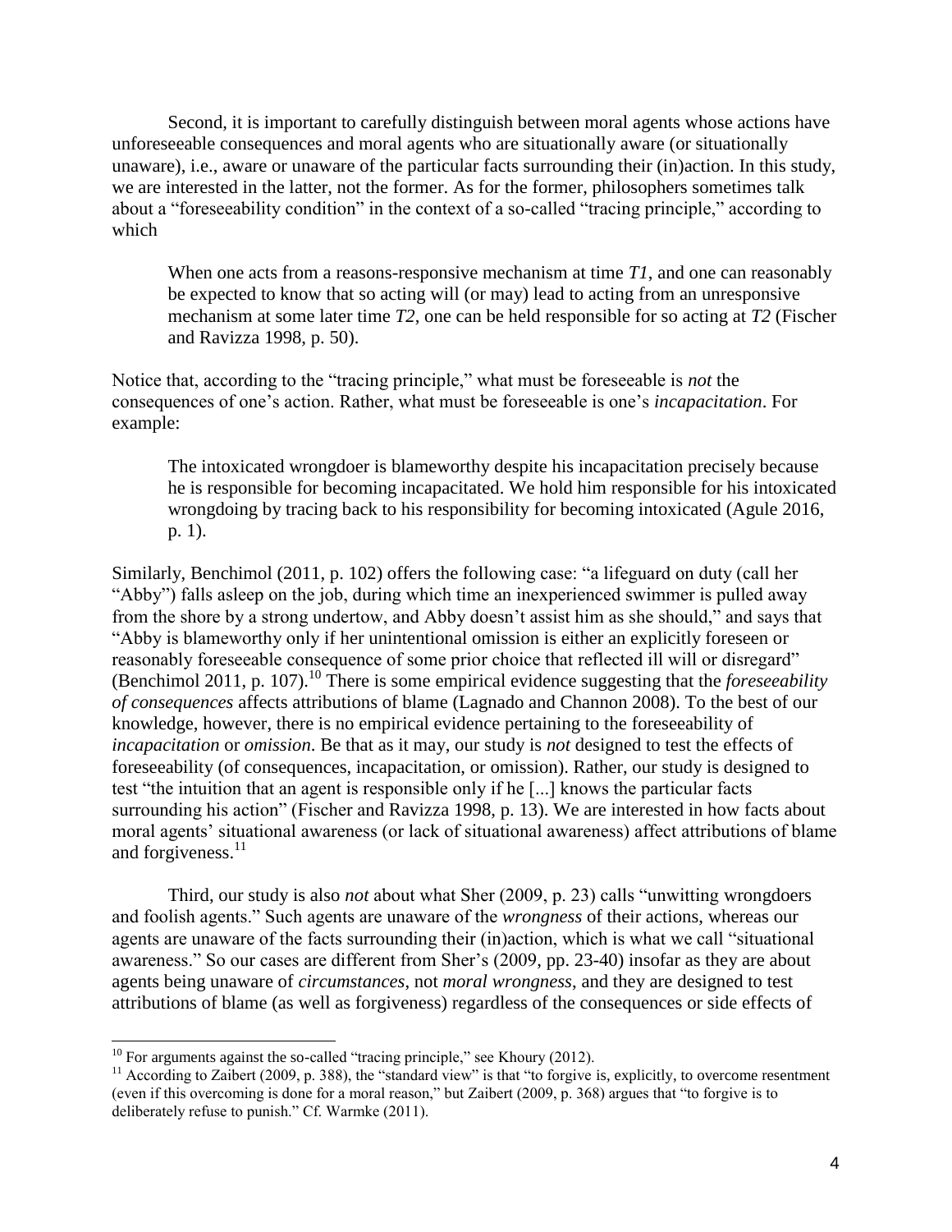Second, it is important to carefully distinguish between moral agents whose actions have unforeseeable consequences and moral agents who are situationally aware (or situationally unaware), i.e., aware or unaware of the particular facts surrounding their (in)action. In this study, we are interested in the latter, not the former. As for the former, philosophers sometimes talk about a "foreseeability condition" in the context of a so-called "tracing principle," according to which

> When one acts from a reasons-responsive mechanism at time *T1*, and one can reasonably be expected to know that so acting will (or may) lead to acting from an unresponsive mechanism at some later time *T2*, one can be held responsible for so acting at *T2* (Fischer and Ravizza 1998, p. 50).

Notice that, according to the "tracing principle," what must be foreseeable is *not* the consequences of one's action. Rather, what must be foreseeable is one's *incapacitation*. For example:

> The intoxicated wrongdoer is blameworthy despite his incapacitation precisely because he is responsible for becoming incapacitated. We hold him responsible for his intoxicated wrongdoing by tracing back to his responsibility for becoming intoxicated (Agule 2016, p. 1).

Similarly, Benchimol (2011, p. 102) offers the following case: "a lifeguard on duty (call her "Abby") falls asleep on the job, during which time an inexperienced swimmer is pulled away from the shore by a strong undertow, and Abby doesn't assist him as she should," and says that "Abby is blameworthy only if her unintentional omission is either an explicitly foreseen or reasonably foreseeable consequence of some prior choice that reflected ill will or disregard" (Benchimol 2011, p. 107).[10] There is some empirical evidence suggesting that the *foreseeability of consequences* affects attributions of blame (Lagnado and Channon 2008). To the best of our knowledge, however, there is no empirical evidence pertaining to the foreseeability of *incapacitation* or *omission*. Be that as it may, our study is *not* designed to test the effects of foreseeability (of consequences, incapacitation, or omission). Rather, our study is designed to test "the intuition that an agent is responsible only if he [...] knows the particular facts surrounding his action" (Fischer and Ravizza 1998, p. 13). We are interested in how facts about moral agents' situational awareness (or lack of situational awareness) affect attributions of blame and forgiveness.[11]

Third, our study is also *not* about what Sher (2009, p. 23) calls "unwitting wrongdoers and foolish agents." Such agents are unaware of the *wrongness* of their actions, whereas our agents are unaware of the facts surrounding their (in)action, which is what we call "situational awareness." So our cases are different from Sher's (2009, pp. 23-40) insofar as they are about agents being unaware of *circumstances*, not *moral wrongness*, and they are designed to test attributions of blame (as well as forgiveness) regardless of the consequences or side effects of

---

[10] For arguments against the so-called "tracing principle," see Khoury (2012).

[11] According to Zaibert (2009, p. 388), the "standard view" is that "to forgive is, explicitly, to overcome resentment (even if this overcoming is done for a moral reason," but Zaibert (2009, p. 368) argues that "to forgive is to deliberately refuse to punish." Cf. Warmke (2011).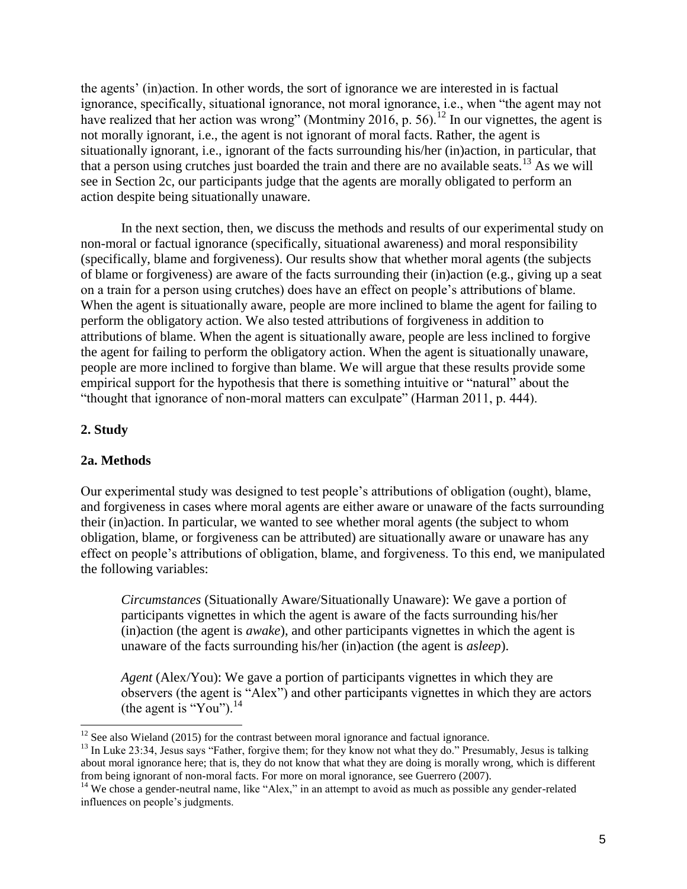the agents' (in)action. In other words, the sort of ignorance we are interested in is factual ignorance, specifically, situational ignorance, not moral ignorance, i.e., when "the agent may not have realized that her action was wrong" (Montminy 2016, p. 56).[12] In our vignettes, the agent is not morally ignorant, i.e., the agent is not ignorant of moral facts. Rather, the agent is situationally ignorant, i.e., ignorant of the facts surrounding his/her (in)action, in particular, that that a person using crutches just boarded the train and there are no available seats.[13] As we will see in Section 2c, our participants judge that the agents are morally obligated to perform an action despite being situationally unaware.

In the next section, then, we discuss the methods and results of our experimental study on non-moral or factual ignorance (specifically, situational awareness) and moral responsibility (specifically, blame and forgiveness). Our results show that whether moral agents (the subjects of blame or forgiveness) are aware of the facts surrounding their (in)action (e.g., giving up a seat on a train for a person using crutches) does have an effect on people's attributions of blame. When the agent is situationally aware, people are more inclined to blame the agent for failing to perform the obligatory action. We also tested attributions of forgiveness in addition to attributions of blame. When the agent is situationally aware, people are less inclined to forgive the agent for failing to perform the obligatory action. When the agent is situationally unaware, people are more inclined to forgive than blame. We will argue that these results provide some empirical support for the hypothesis that there is something intuitive or "natural" about the "thought that ignorance of non-moral matters can exculpate" (Harman 2011, p. 444).

## 2. Study

### 2a. Methods

Our experimental study was designed to test people's attributions of obligation (ought), blame, and forgiveness in cases where moral agents are either aware or unaware of the facts surrounding their (in)action. In particular, we wanted to see whether moral agents (the subject to whom obligation, blame, or forgiveness can be attributed) are situationally aware or unaware has any effect on people's attributions of obligation, blame, and forgiveness. To this end, we manipulated the following variables:

> *Circumstances* (Situationally Aware/Situationally Unaware): We gave a portion of participants vignettes in which the agent is aware of the facts surrounding his/her (in)action (the agent is *awake*), and other participants vignettes in which the agent is unaware of the facts surrounding his/her (in)action (the agent is *asleep*).
>
> *Agent* (Alex/You): We gave a portion of participants vignettes in which they are observers (the agent is "Alex") and other participants vignettes in which they are actors (the agent is "You").[14]

---

[12] See also Wieland (2015) for the contrast between moral ignorance and factual ignorance.

[13] In Luke 23:34, Jesus says "Father, forgive them; for they know not what they do." Presumably, Jesus is talking about moral ignorance here; that is, they do not know that what they are doing is morally wrong, which is different from being ignorant of non-moral facts. For more on moral ignorance, see Guerrero (2007).

[14] We chose a gender-neutral name, like "Alex," in an attempt to avoid as much as possible any gender-related influences on people's judgments.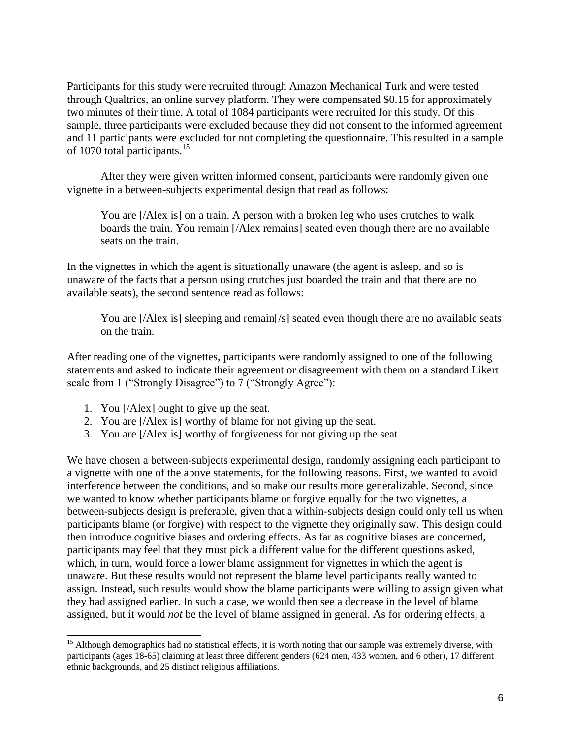Participants for this study were recruited through Amazon Mechanical Turk and were tested through Qualtrics, an online survey platform. They were compensated $0.15 for approximately two minutes of their time. A total of 1084 participants were recruited for this study. Of this sample, three participants were excluded because they did not consent to the informed agreement and 11 participants were excluded for not completing the questionnaire. This resulted in a sample of 1070 total participants.[15]

After they were given written informed consent, participants were randomly given one vignette in a between-subjects experimental design that read as follows:

> You are [/Alex is] on a train. A person with a broken leg who uses crutches to walk boards the train. You remain [/Alex remains] seated even though there are no available seats on the train.

In the vignettes in which the agent is situationally unaware (the agent is asleep, and so is unaware of the facts that a person using crutches just boarded the train and that there are no available seats), the second sentence read as follows:

> You are [/Alex is] sleeping and remain[/s] seated even though there are no available seats on the train.

After reading one of the vignettes, participants were randomly assigned to one of the following statements and asked to indicate their agreement or disagreement with them on a standard Likert scale from 1 ("Strongly Disagree") to 7 ("Strongly Agree"):

1. You [/Alex] ought to give up the seat.
2. You are [/Alex is] worthy of blame for not giving up the seat.
3. You are [/Alex is] worthy of forgiveness for not giving up the seat.

We have chosen a between-subjects experimental design, randomly assigning each participant to a vignette with one of the above statements, for the following reasons. First, we wanted to avoid interference between the conditions, and so make our results more generalizable. Second, since we wanted to know whether participants blame or forgive equally for the two vignettes, a between-subjects design is preferable, given that a within-subjects design could only tell us when participants blame (or forgive) with respect to the vignette they originally saw. This design could then introduce cognitive biases and ordering effects. As far as cognitive biases are concerned, participants may feel that they must pick a different value for the different questions asked, which, in turn, would force a lower blame assignment for vignettes in which the agent is unaware. But these results would not represent the blame level participants really wanted to assign. Instead, such results would show the blame participants were willing to assign given what they had assigned earlier. In such a case, we would then see a decrease in the level of blame assigned, but it would *not* be the level of blame assigned in general. As for ordering effects, a

---

[15] Although demographics had no statistical effects, it is worth noting that our sample was extremely diverse, with participants (ages 18-65) claiming at least three different genders (624 men, 433 women, and 6 other), 17 different ethnic backgrounds, and 25 distinct religious affiliations.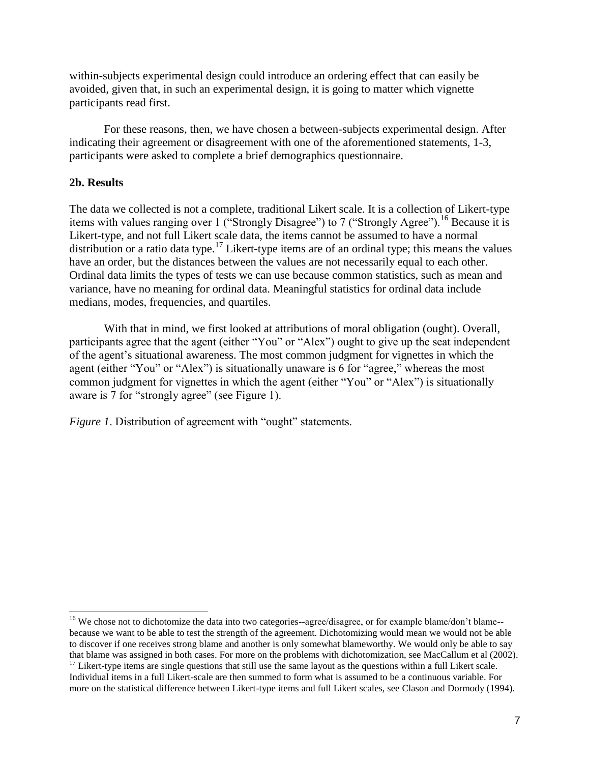within-subjects experimental design could introduce an ordering effect that can easily be avoided, given that, in such an experimental design, it is going to matter which vignette participants read first.

For these reasons, then, we have chosen a between-subjects experimental design. After indicating their agreement or disagreement with one of the aforementioned statements, 1-3, participants were asked to complete a brief demographics questionnaire.

### 2b. Results

The data we collected is not a complete, traditional Likert scale. It is a collection of Likert-type items with values ranging over 1 ("Strongly Disagree") to 7 ("Strongly Agree").[16] Because it is Likert-type, and not full Likert scale data, the items cannot be assumed to have a normal distribution or a ratio data type.[17] Likert-type items are of an ordinal type; this means the values have an order, but the distances between the values are not necessarily equal to each other. Ordinal data limits the types of tests we can use because common statistics, such as mean and variance, have no meaning for ordinal data. Meaningful statistics for ordinal data include medians, modes, frequencies, and quartiles.

With that in mind, we first looked at attributions of moral obligation (ought). Overall, participants agree that the agent (either "You" or "Alex") ought to give up the seat independent of the agent's situational awareness. The most common judgment for vignettes in which the agent (either "You" or "Alex") is situationally unaware is 6 for "agree," whereas the most common judgment for vignettes in which the agent (either "You" or "Alex") is situationally aware is 7 for "strongly agree" (see Figure 1).

*Figure 1*. Distribution of agreement with "ought" statements.

---

[16] We chose not to dichotomize the data into two categories--agree/disagree, or for example blame/don't blame--because we want to be able to test the strength of the agreement. Dichotomizing would mean we would not be able to discover if one receives strong blame and another is only somewhat blameworthy. We would only be able to say that blame was assigned in both cases. For more on the problems with dichotomization, see MacCallum et al (2002).

[17] Likert-type items are single questions that still use the same layout as the questions within a full Likert scale. Individual items in a full Likert-scale are then summed to form what is assumed to be a continuous variable. For more on the statistical difference between Likert-type items and full Likert scales, see Clason and Dormody (1994).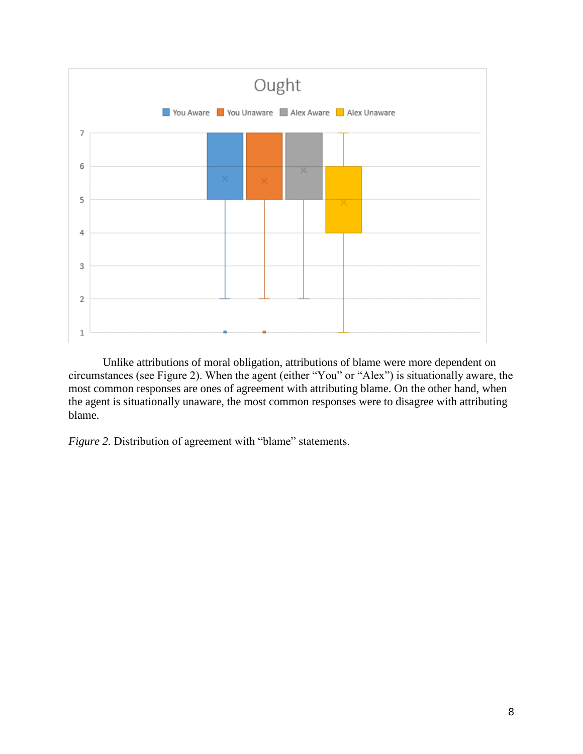Unlike attributions of moral obligation, attributions of blame were more dependent on circumstances (see Figure 2). When the agent (either "You" or "Alex") is situationally aware, the most common responses are ones of agreement with attributing blame. On the other hand, when the agent is situationally unaware, the most common responses were to disagree with attributing blame.

*Figure 2.* Distribution of agreement with "blame" statements.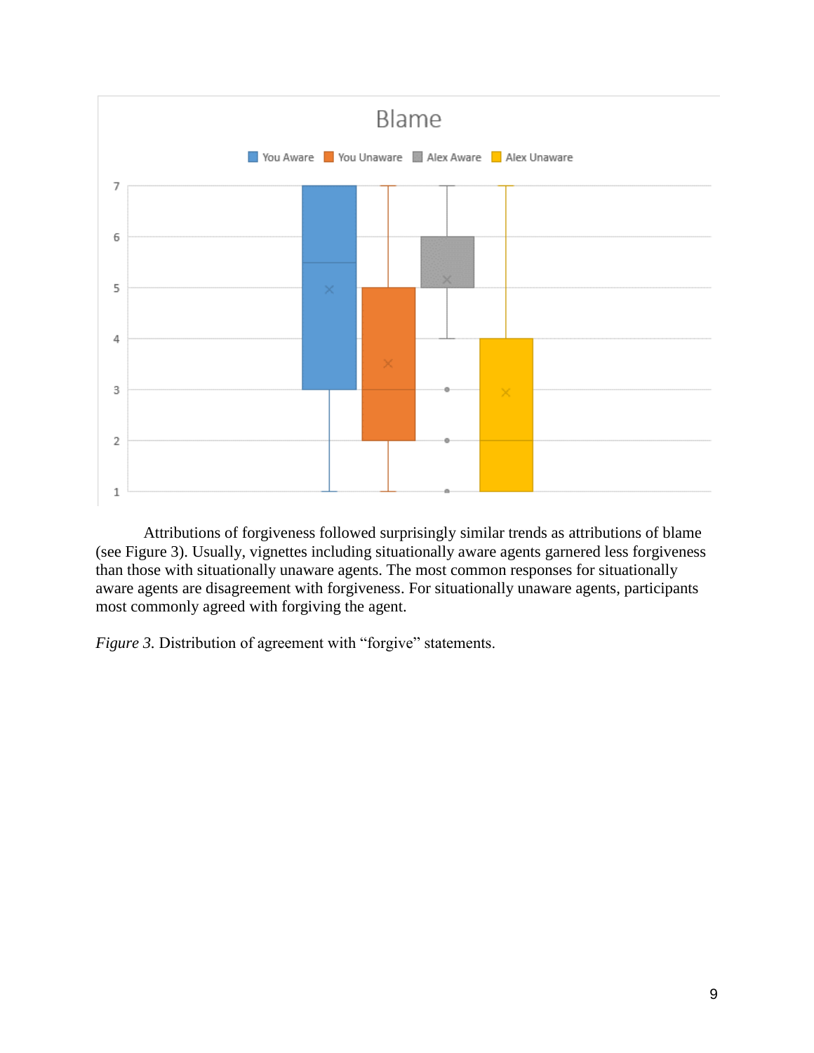Attributions of forgiveness followed surprisingly similar trends as attributions of blame (see Figure 3). Usually, vignettes including situationally aware agents garnered less forgiveness than those with situationally unaware agents. The most common responses for situationally aware agents are disagreement with forgiveness. For situationally unaware agents, participants most commonly agreed with forgiving the agent.

*Figure 3.* Distribution of agreement with "forgive" statements.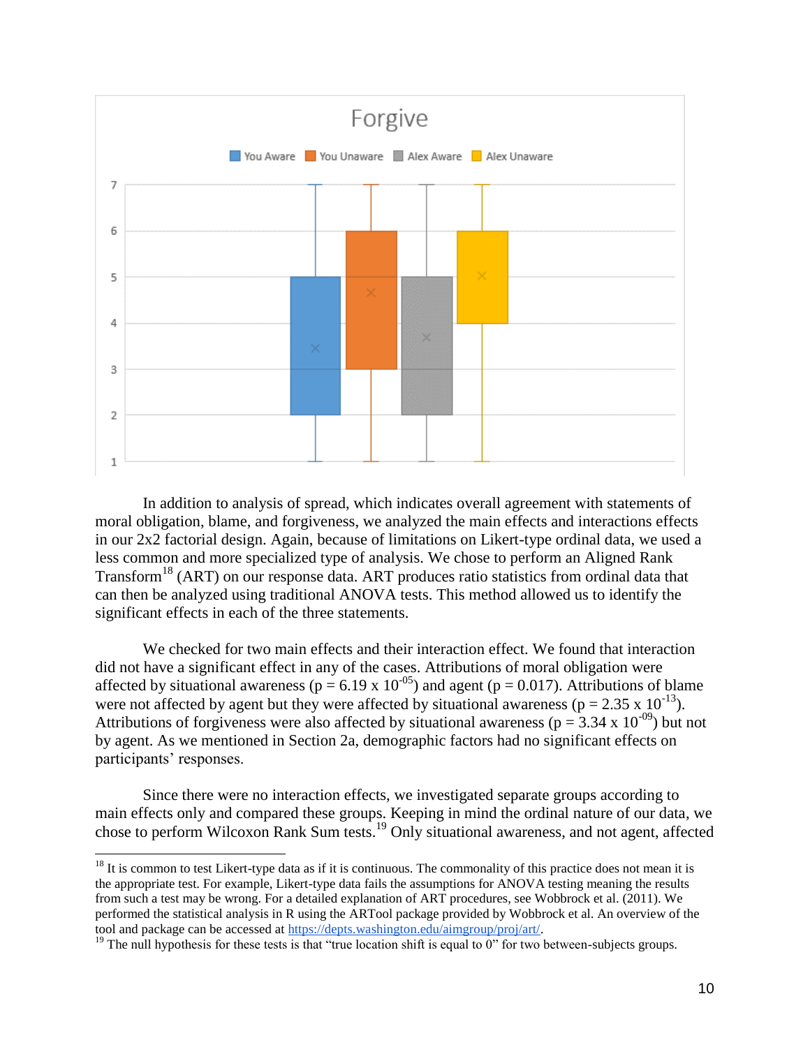Forgive

You Aware · You Unaware · Alex Aware · Alex Unaware

In addition to analysis of spread, which indicates overall agreement with statements of moral obligation, blame, and forgiveness, we analyzed the main effects and interactions effects in our 2x2 factorial design. Again, because of limitations on Likert-type ordinal data, we used a less common and more specialized type of analysis. We chose to perform an Aligned Rank Transform[18] (ART) on our response data. ART produces ratio statistics from ordinal data that can then be analyzed using traditional ANOVA tests. This method allowed us to identify the significant effects in each of the three statements.

We checked for two main effects and their interaction effect. We found that interaction did not have a significant effect in any of the cases. Attributions of moral obligation were affected by situational awareness ($p = 6.19 \times 10^{-05}$) and agent ($p = 0.017$). Attributions of blame were not affected by agent but they were affected by situational awareness ($p = 2.35 \times 10^{-13}$). Attributions of forgiveness were also affected by situational awareness ($p = 3.34 \times 10^{-09}$) but not by agent. As we mentioned in Section 2a, demographic factors had no significant effects on participants' responses.

Since there were no interaction effects, we investigated separate groups according to main effects only and compared these groups. Keeping in mind the ordinal nature of our data, we chose to perform Wilcoxon Rank Sum tests.[19] Only situational awareness, and not agent, affected

---

[18] It is common to test Likert-type data as if it is continuous. The commonality of this practice does not mean it is the appropriate test. For example, Likert-type data fails the assumptions for ANOVA testing meaning the results from such a test may be wrong. For a detailed explanation of ART procedures, see Wobbrock et al. (2011). We performed the statistical analysis in R using the ARTool package provided by Wobbrock et al. An overview of the tool and package can be accessed at https://depts.washington.edu/aimgroup/proj/art/.

[19] The null hypothesis for these tests is that "true location shift is equal to 0" for two between-subjects groups.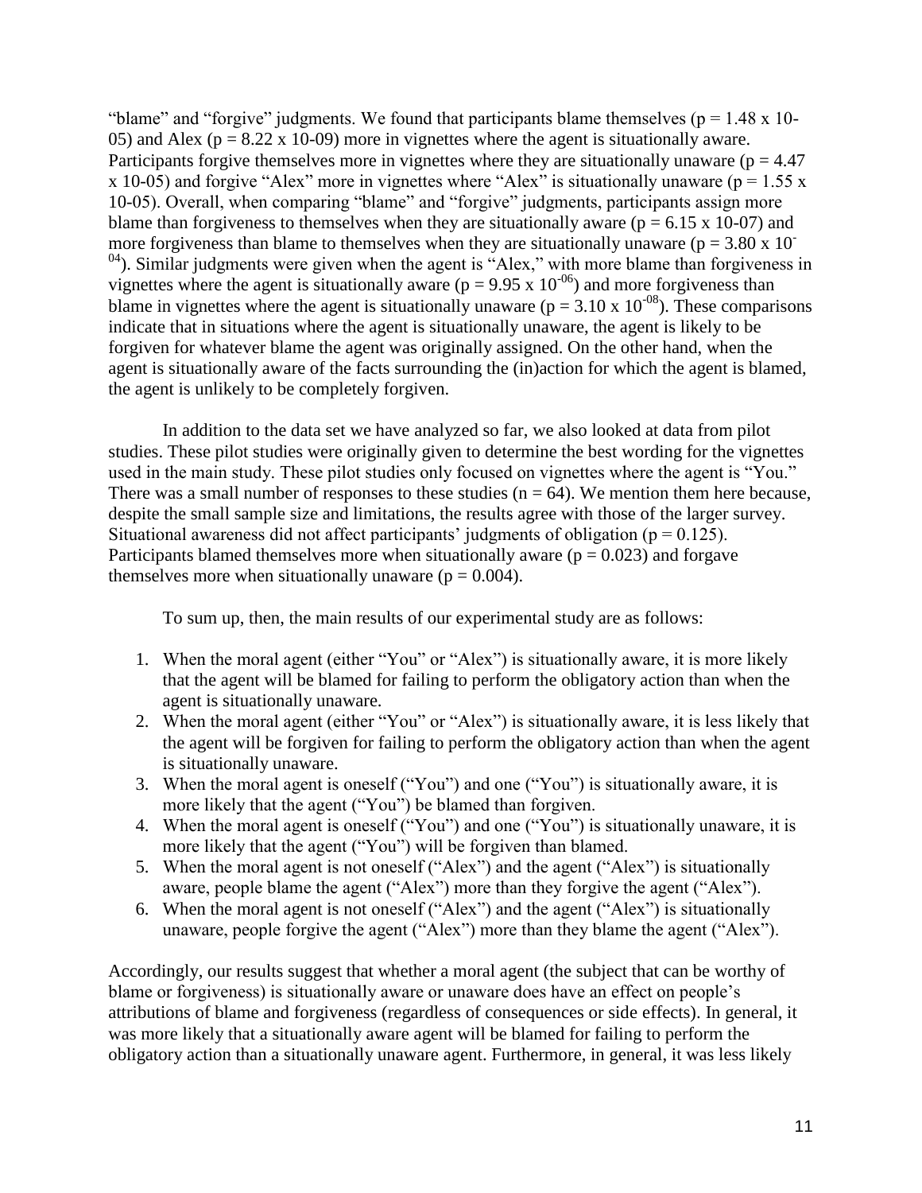"blame" and "forgive" judgments. We found that participants blame themselves ($p = 1.48 \times 10^{-05}$) and Alex ($p = 8.22 \times 10^{-09}$) more in vignettes where the agent is situationally aware. Participants forgive themselves more in vignettes where they are situationally unaware ($p = 4.47 \times 10^{-05}$) and forgive "Alex" more in vignettes where "Alex" is situationally unaware ($p = 1.55 \times 10^{-05}$). Overall, when comparing "blame" and "forgive" judgments, participants assign more blame than forgiveness to themselves when they are situationally aware ($p = 6.15 \times 10^{-07}$) and more forgiveness than blame to themselves when they are situationally unaware ($p = 3.80 \times 10^{-04}$). Similar judgments were given when the agent is "Alex," with more blame than forgiveness in vignettes where the agent is situationally aware ($p = 9.95 \times 10^{-06}$) and more forgiveness than blame in vignettes where the agent is situationally unaware ($p = 3.10 \times 10^{-08}$). These comparisons indicate that in situations where the agent is situationally unaware, the agent is likely to be forgiven for whatever blame the agent was originally assigned. On the other hand, when the agent is situationally aware of the facts surrounding the (in)action for which the agent is blamed, the agent is unlikely to be completely forgiven.

In addition to the data set we have analyzed so far, we also looked at data from pilot studies. These pilot studies were originally given to determine the best wording for the vignettes used in the main study. These pilot studies only focused on vignettes where the agent is "You." There was a small number of responses to these studies ($n = 64$). We mention them here because, despite the small sample size and limitations, the results agree with those of the larger survey. Situational awareness did not affect participants' judgments of obligation ($p = 0.125$). Participants blamed themselves more when situationally aware ($p = 0.023$) and forgave themselves more when situationally unaware ($p = 0.004$).

To sum up, then, the main results of our experimental study are as follows:

1. When the moral agent (either "You" or "Alex") is situationally aware, it is more likely that the agent will be blamed for failing to perform the obligatory action than when the agent is situationally unaware.
2. When the moral agent (either "You" or "Alex") is situationally aware, it is less likely that the agent will be forgiven for failing to perform the obligatory action than when the agent is situationally unaware.
3. When the moral agent is oneself ("You") and one ("You") is situationally aware, it is more likely that the agent ("You") be blamed than forgiven.
4. When the moral agent is oneself ("You") and one ("You") is situationally unaware, it is more likely that the agent ("You") will be forgiven than blamed.
5. When the moral agent is not oneself ("Alex") and the agent ("Alex") is situationally aware, people blame the agent ("Alex") more than they forgive the agent ("Alex").
6. When the moral agent is not oneself ("Alex") and the agent ("Alex") is situationally unaware, people forgive the agent ("Alex") more than they blame the agent ("Alex").

Accordingly, our results suggest that whether a moral agent (the subject that can be worthy of blame or forgiveness) is situationally aware or unaware does have an effect on people's attributions of blame and forgiveness (regardless of consequences or side effects). In general, it was more likely that a situationally aware agent will be blamed for failing to perform the obligatory action than a situationally unaware agent. Furthermore, in general, it was less likely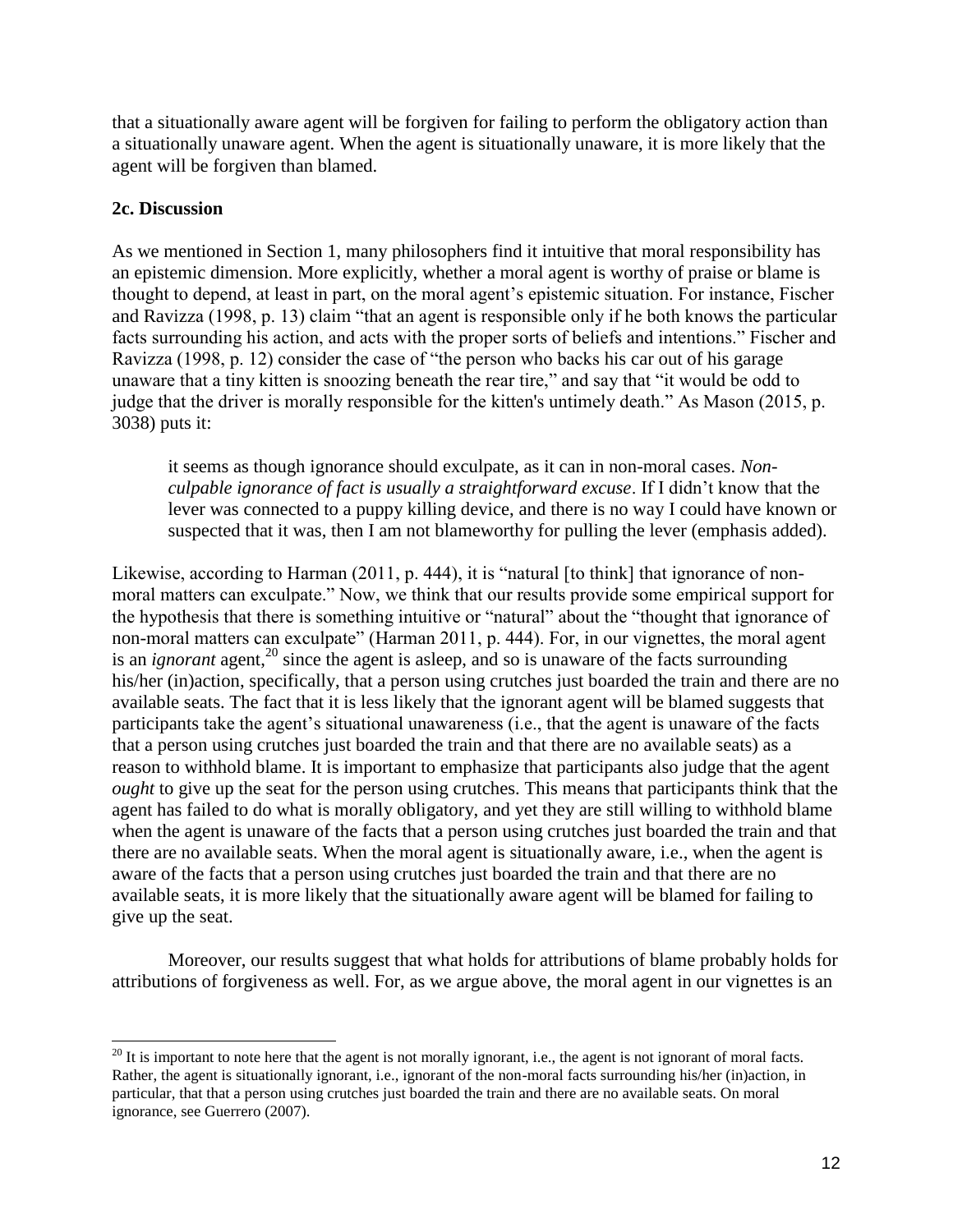that a situationally aware agent will be forgiven for failing to perform the obligatory action than a situationally unaware agent. When the agent is situationally unaware, it is more likely that the agent will be forgiven than blamed.

### 2c. Discussion

As we mentioned in Section 1, many philosophers find it intuitive that moral responsibility has an epistemic dimension. More explicitly, whether a moral agent is worthy of praise or blame is thought to depend, at least in part, on the moral agent's epistemic situation. For instance, Fischer and Ravizza (1998, p. 13) claim "that an agent is responsible only if he both knows the particular facts surrounding his action, and acts with the proper sorts of beliefs and intentions." Fischer and Ravizza (1998, p. 12) consider the case of "the person who backs his car out of his garage unaware that a tiny kitten is snoozing beneath the rear tire," and say that "it would be odd to judge that the driver is morally responsible for the kitten's untimely death." As Mason (2015, p. 3038) puts it:

> it seems as though ignorance should exculpate, as it can in non-moral cases. *Non-culpable ignorance of fact is usually a straightforward excuse*. If I didn't know that the lever was connected to a puppy killing device, and there is no way I could have known or suspected that it was, then I am not blameworthy for pulling the lever (emphasis added).

Likewise, according to Harman (2011, p. 444), it is "natural [to think] that ignorance of non-moral matters can exculpate." Now, we think that our results provide some empirical support for the hypothesis that there is something intuitive or "natural" about the "thought that ignorance of non-moral matters can exculpate" (Harman 2011, p. 444). For, in our vignettes, the moral agent is an *ignorant* agent,[20] since the agent is asleep, and so is unaware of the facts surrounding his/her (in)action, specifically, that a person using crutches just boarded the train and there are no available seats. The fact that it is less likely that the ignorant agent will be blamed suggests that participants take the agent's situational unawareness (i.e., that the agent is unaware of the facts that a person using crutches just boarded the train and that there are no available seats) as a reason to withhold blame. It is important to emphasize that participants also judge that the agent *ought* to give up the seat for the person using crutches. This means that participants think that the agent has failed to do what is morally obligatory, and yet they are still willing to withhold blame when the agent is unaware of the facts that a person using crutches just boarded the train and that there are no available seats. When the moral agent is situationally aware, i.e., when the agent is aware of the facts that a person using crutches just boarded the train and that there are no available seats, it is more likely that the situationally aware agent will be blamed for failing to give up the seat.

Moreover, our results suggest that what holds for attributions of blame probably holds for attributions of forgiveness as well. For, as we argue above, the moral agent in our vignettes is an

---

[20] It is important to note here that the agent is not morally ignorant, i.e., the agent is not ignorant of moral facts. Rather, the agent is situationally ignorant, i.e., ignorant of the non-moral facts surrounding his/her (in)action, in particular, that that a person using crutches just boarded the train and there are no available seats. On moral ignorance, see Guerrero (2007).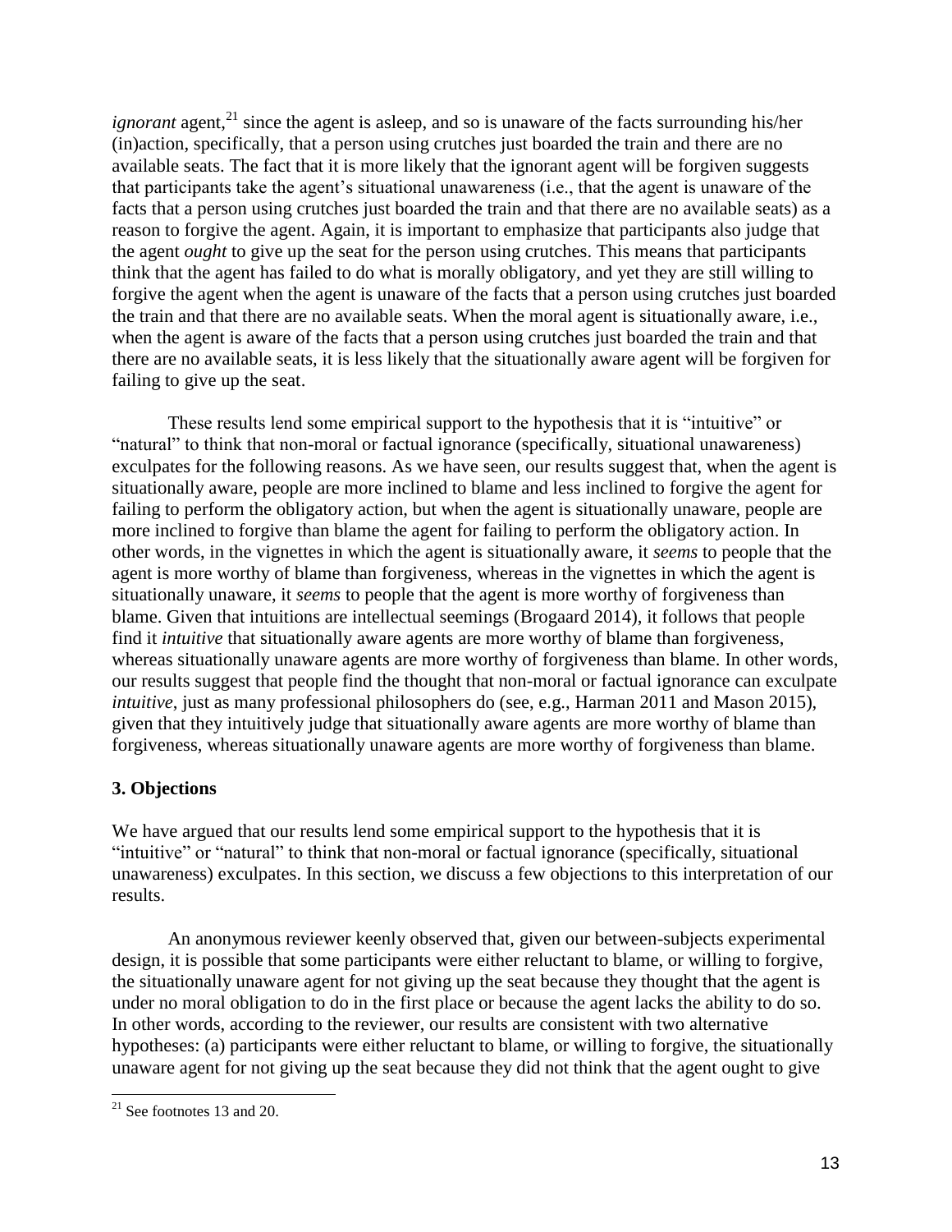*ignorant* agent,[21] since the agent is asleep, and so is unaware of the facts surrounding his/her (in)action, specifically, that a person using crutches just boarded the train and there are no available seats. The fact that it is more likely that the ignorant agent will be forgiven suggests that participants take the agent's situational unawareness (i.e., that the agent is unaware of the facts that a person using crutches just boarded the train and that there are no available seats) as a reason to forgive the agent. Again, it is important to emphasize that participants also judge that the agent *ought* to give up the seat for the person using crutches. This means that participants think that the agent has failed to do what is morally obligatory, and yet they are still willing to forgive the agent when the agent is unaware of the facts that a person using crutches just boarded the train and that there are no available seats. When the moral agent is situationally aware, i.e., when the agent is aware of the facts that a person using crutches just boarded the train and that there are no available seats, it is less likely that the situationally aware agent will be forgiven for failing to give up the seat.

These results lend some empirical support to the hypothesis that it is "intuitive" or "natural" to think that non-moral or factual ignorance (specifically, situational unawareness) exculpates for the following reasons. As we have seen, our results suggest that, when the agent is situationally aware, people are more inclined to blame and less inclined to forgive the agent for failing to perform the obligatory action, but when the agent is situationally unaware, people are more inclined to forgive than blame the agent for failing to perform the obligatory action. In other words, in the vignettes in which the agent is situationally aware, it *seems* to people that the agent is more worthy of blame than forgiveness, whereas in the vignettes in which the agent is situationally unaware, it *seems* to people that the agent is more worthy of forgiveness than blame. Given that intuitions are intellectual seemings (Brogaard 2014), it follows that people find it *intuitive* that situationally aware agents are more worthy of blame than forgiveness, whereas situationally unaware agents are more worthy of forgiveness than blame. In other words, our results suggest that people find the thought that non-moral or factual ignorance can exculpate *intuitive*, just as many professional philosophers do (see, e.g., Harman 2011 and Mason 2015), given that they intuitively judge that situationally aware agents are more worthy of blame than forgiveness, whereas situationally unaware agents are more worthy of forgiveness than blame.

## 3. Objections

We have argued that our results lend some empirical support to the hypothesis that it is "intuitive" or "natural" to think that non-moral or factual ignorance (specifically, situational unawareness) exculpates. In this section, we discuss a few objections to this interpretation of our results.

An anonymous reviewer keenly observed that, given our between-subjects experimental design, it is possible that some participants were either reluctant to blame, or willing to forgive, the situationally unaware agent for not giving up the seat because they thought that the agent is under no moral obligation to do in the first place or because the agent lacks the ability to do so. In other words, according to the reviewer, our results are consistent with two alternative hypotheses: (a) participants were either reluctant to blame, or willing to forgive, the situationally unaware agent for not giving up the seat because they did not think that the agent ought to give

[21] See footnotes 13 and 20.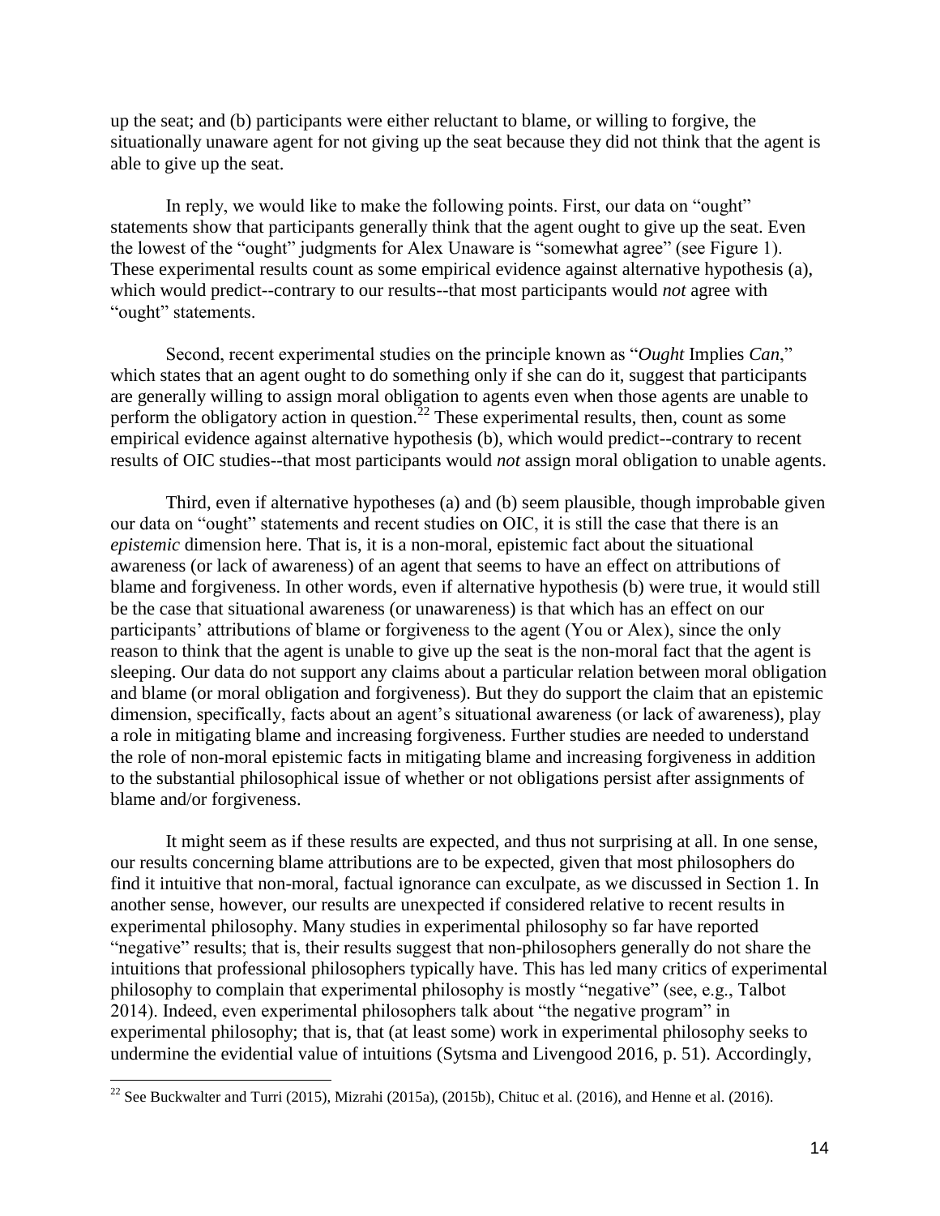up the seat; and (b) participants were either reluctant to blame, or willing to forgive, the situationally unaware agent for not giving up the seat because they did not think that the agent is able to give up the seat.

In reply, we would like to make the following points. First, our data on "ought" statements show that participants generally think that the agent ought to give up the seat. Even the lowest of the "ought" judgments for Alex Unaware is "somewhat agree" (see Figure 1). These experimental results count as some empirical evidence against alternative hypothesis (a), which would predict--contrary to our results--that most participants would *not* agree with "ought" statements.

Second, recent experimental studies on the principle known as "*Ought* Implies *Can*," which states that an agent ought to do something only if she can do it, suggest that participants are generally willing to assign moral obligation to agents even when those agents are unable to perform the obligatory action in question.[22] These experimental results, then, count as some empirical evidence against alternative hypothesis (b), which would predict--contrary to recent results of OIC studies--that most participants would *not* assign moral obligation to unable agents.

Third, even if alternative hypotheses (a) and (b) seem plausible, though improbable given our data on "ought" statements and recent studies on OIC, it is still the case that there is an *epistemic* dimension here. That is, it is a non-moral, epistemic fact about the situational awareness (or lack of awareness) of an agent that seems to have an effect on attributions of blame and forgiveness. In other words, even if alternative hypothesis (b) were true, it would still be the case that situational awareness (or unawareness) is that which has an effect on our participants' attributions of blame or forgiveness to the agent (You or Alex), since the only reason to think that the agent is unable to give up the seat is the non-moral fact that the agent is sleeping. Our data do not support any claims about a particular relation between moral obligation and blame (or moral obligation and forgiveness). But they do support the claim that an epistemic dimension, specifically, facts about an agent's situational awareness (or lack of awareness), play a role in mitigating blame and increasing forgiveness. Further studies are needed to understand the role of non-moral epistemic facts in mitigating blame and increasing forgiveness in addition to the substantial philosophical issue of whether or not obligations persist after assignments of blame and/or forgiveness.

It might seem as if these results are expected, and thus not surprising at all. In one sense, our results concerning blame attributions are to be expected, given that most philosophers do find it intuitive that non-moral, factual ignorance can exculpate, as we discussed in Section 1. In another sense, however, our results are unexpected if considered relative to recent results in experimental philosophy. Many studies in experimental philosophy so far have reported "negative" results; that is, their results suggest that non-philosophers generally do not share the intuitions that professional philosophers typically have. This has led many critics of experimental philosophy to complain that experimental philosophy is mostly "negative" (see, e.g., Talbot 2014). Indeed, even experimental philosophers talk about "the negative program" in experimental philosophy; that is, that (at least some) work in experimental philosophy seeks to undermine the evidential value of intuitions (Sytsma and Livengood 2016, p. 51). Accordingly,

[22] See Buckwalter and Turri (2015), Mizrahi (2015a), (2015b), Chituc et al. (2016), and Henne et al. (2016).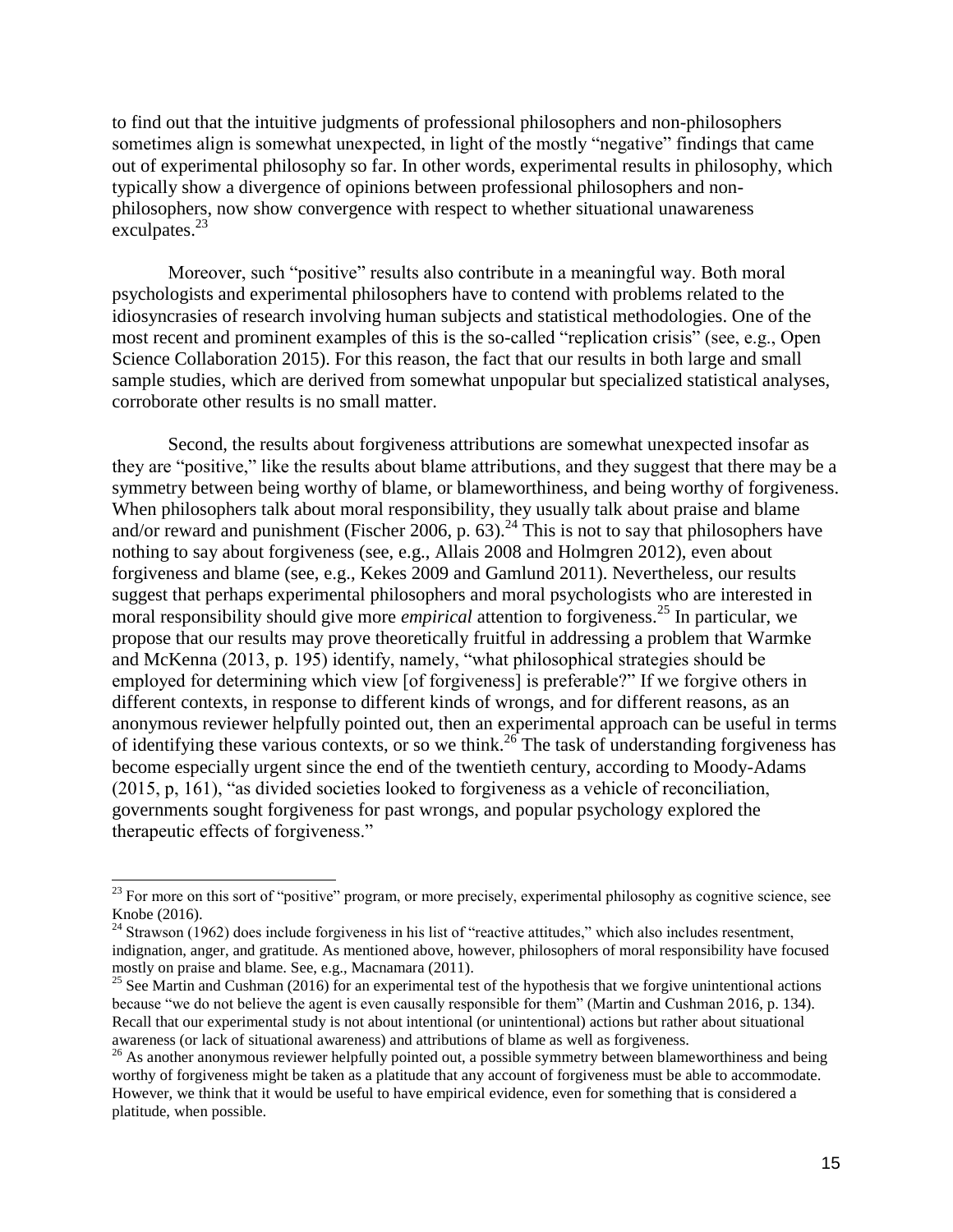to find out that the intuitive judgments of professional philosophers and non-philosophers sometimes align is somewhat unexpected, in light of the mostly "negative" findings that came out of experimental philosophy so far. In other words, experimental results in philosophy, which typically show a divergence of opinions between professional philosophers and non-philosophers, now show convergence with respect to whether situational unawareness exculpates.[23]

Moreover, such "positive" results also contribute in a meaningful way. Both moral psychologists and experimental philosophers have to contend with problems related to the idiosyncrasies of research involving human subjects and statistical methodologies. One of the most recent and prominent examples of this is the so-called "replication crisis" (see, e.g., Open Science Collaboration 2015). For this reason, the fact that our results in both large and small sample studies, which are derived from somewhat unpopular but specialized statistical analyses, corroborate other results is no small matter.

Second, the results about forgiveness attributions are somewhat unexpected insofar as they are "positive," like the results about blame attributions, and they suggest that there may be a symmetry between being worthy of blame, or blameworthiness, and being worthy of forgiveness. When philosophers talk about moral responsibility, they usually talk about praise and blame and/or reward and punishment (Fischer 2006, p. 63).[24] This is not to say that philosophers have nothing to say about forgiveness (see, e.g., Allais 2008 and Holmgren 2012), even about forgiveness and blame (see, e.g., Kekes 2009 and Gamlund 2011). Nevertheless, our results suggest that perhaps experimental philosophers and moral psychologists who are interested in moral responsibility should give more *empirical* attention to forgiveness.[25] In particular, we propose that our results may prove theoretically fruitful in addressing a problem that Warmke and McKenna (2013, p. 195) identify, namely, "what philosophical strategies should be employed for determining which view [of forgiveness] is preferable?" If we forgive others in different contexts, in response to different kinds of wrongs, and for different reasons, as an anonymous reviewer helpfully pointed out, then an experimental approach can be useful in terms of identifying these various contexts, or so we think.[26] The task of understanding forgiveness has become especially urgent since the end of the twentieth century, according to Moody-Adams (2015, p, 161), "as divided societies looked to forgiveness as a vehicle of reconciliation, governments sought forgiveness for past wrongs, and popular psychology explored the therapeutic effects of forgiveness."

---

[23] For more on this sort of "positive" program, or more precisely, experimental philosophy as cognitive science, see Knobe (2016).

[24] Strawson (1962) does include forgiveness in his list of "reactive attitudes," which also includes resentment, indignation, anger, and gratitude. As mentioned above, however, philosophers of moral responsibility have focused mostly on praise and blame. See, e.g., Macnamara (2011).

[25] See Martin and Cushman (2016) for an experimental test of the hypothesis that we forgive unintentional actions because "we do not believe the agent is even causally responsible for them" (Martin and Cushman 2016, p. 134). Recall that our experimental study is not about intentional (or unintentional) actions but rather about situational awareness (or lack of situational awareness) and attributions of blame as well as forgiveness.

[26] As another anonymous reviewer helpfully pointed out, a possible symmetry between blameworthiness and being worthy of forgiveness might be taken as a platitude that any account of forgiveness must be able to accommodate. However, we think that it would be useful to have empirical evidence, even for something that is considered a platitude, when possible.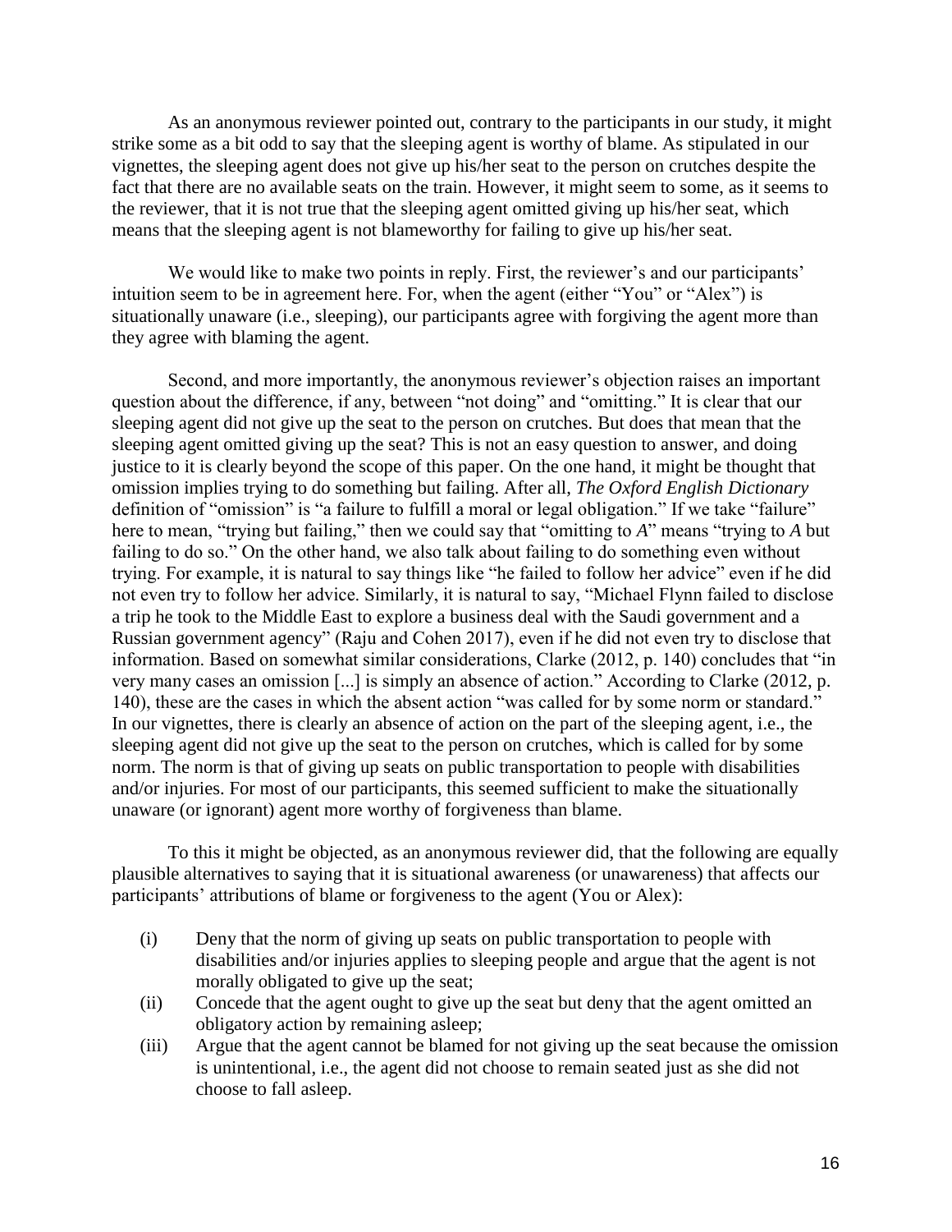As an anonymous reviewer pointed out, contrary to the participants in our study, it might strike some as a bit odd to say that the sleeping agent is worthy of blame. As stipulated in our vignettes, the sleeping agent does not give up his/her seat to the person on crutches despite the fact that there are no available seats on the train. However, it might seem to some, as it seems to the reviewer, that it is not true that the sleeping agent omitted giving up his/her seat, which means that the sleeping agent is not blameworthy for failing to give up his/her seat.

We would like to make two points in reply. First, the reviewer's and our participants' intuition seem to be in agreement here. For, when the agent (either "You" or "Alex") is situationally unaware (i.e., sleeping), our participants agree with forgiving the agent more than they agree with blaming the agent.

Second, and more importantly, the anonymous reviewer's objection raises an important question about the difference, if any, between "not doing" and "omitting." It is clear that our sleeping agent did not give up the seat to the person on crutches. But does that mean that the sleeping agent omitted giving up the seat? This is not an easy question to answer, and doing justice to it is clearly beyond the scope of this paper. On the one hand, it might be thought that omission implies trying to do something but failing. After all, *The Oxford English Dictionary* definition of "omission" is "a failure to fulfill a moral or legal obligation." If we take "failure" here to mean, "trying but failing," then we could say that "omitting to *A*" means "trying to *A* but failing to do so." On the other hand, we also talk about failing to do something even without trying. For example, it is natural to say things like "he failed to follow her advice" even if he did not even try to follow her advice. Similarly, it is natural to say, "Michael Flynn failed to disclose a trip he took to the Middle East to explore a business deal with the Saudi government and a Russian government agency" (Raju and Cohen 2017), even if he did not even try to disclose that information. Based on somewhat similar considerations, Clarke (2012, p. 140) concludes that "in very many cases an omission [...] is simply an absence of action." According to Clarke (2012, p. 140), these are the cases in which the absent action "was called for by some norm or standard." In our vignettes, there is clearly an absence of action on the part of the sleeping agent, i.e., the sleeping agent did not give up the seat to the person on crutches, which is called for by some norm. The norm is that of giving up seats on public transportation to people with disabilities and/or injuries. For most of our participants, this seemed sufficient to make the situationally unaware (or ignorant) agent more worthy of forgiveness than blame.

To this it might be objected, as an anonymous reviewer did, that the following are equally plausible alternatives to saying that it is situational awareness (or unawareness) that affects our participants' attributions of blame or forgiveness to the agent (You or Alex):

(i) Deny that the norm of giving up seats on public transportation to people with disabilities and/or injuries applies to sleeping people and argue that the agent is not morally obligated to give up the seat;

(ii) Concede that the agent ought to give up the seat but deny that the agent omitted an obligatory action by remaining asleep;

(iii) Argue that the agent cannot be blamed for not giving up the seat because the omission is unintentional, i.e., the agent did not choose to remain seated just as she did not choose to fall asleep.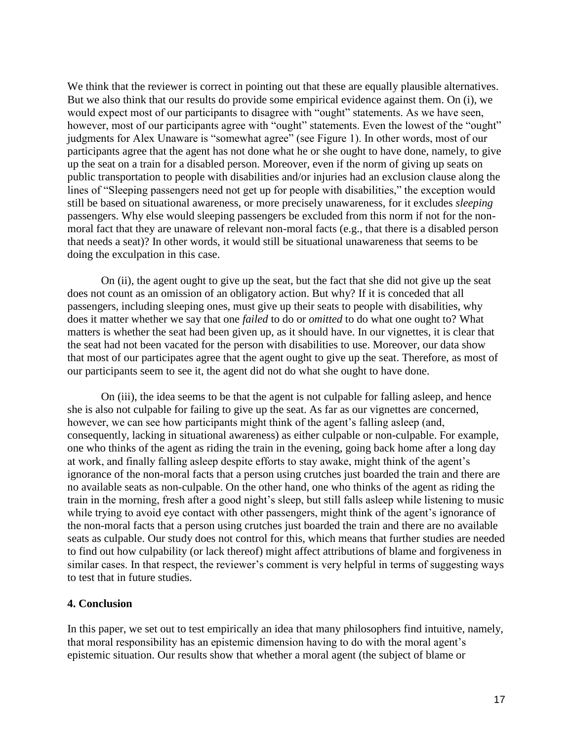We think that the reviewer is correct in pointing out that these are equally plausible alternatives. But we also think that our results do provide some empirical evidence against them. On (i), we would expect most of our participants to disagree with "ought" statements. As we have seen, however, most of our participants agree with "ought" statements. Even the lowest of the "ought" judgments for Alex Unaware is "somewhat agree" (see Figure 1). In other words, most of our participants agree that the agent has not done what he or she ought to have done, namely, to give up the seat on a train for a disabled person. Moreover, even if the norm of giving up seats on public transportation to people with disabilities and/or injuries had an exclusion clause along the lines of "Sleeping passengers need not get up for people with disabilities," the exception would still be based on situational awareness, or more precisely unawareness, for it excludes *sleeping* passengers. Why else would sleeping passengers be excluded from this norm if not for the non-moral fact that they are unaware of relevant non-moral facts (e.g., that there is a disabled person that needs a seat)? In other words, it would still be situational unawareness that seems to be doing the exculpation in this case.

On (ii), the agent ought to give up the seat, but the fact that she did not give up the seat does not count as an omission of an obligatory action. But why? If it is conceded that all passengers, including sleeping ones, must give up their seats to people with disabilities, why does it matter whether we say that one *failed* to do or *omitted* to do what one ought to? What matters is whether the seat had been given up, as it should have. In our vignettes, it is clear that the seat had not been vacated for the person with disabilities to use. Moreover, our data show that most of our participates agree that the agent ought to give up the seat. Therefore, as most of our participants seem to see it, the agent did not do what she ought to have done.

On (iii), the idea seems to be that the agent is not culpable for falling asleep, and hence she is also not culpable for failing to give up the seat. As far as our vignettes are concerned, however, we can see how participants might think of the agent's falling asleep (and, consequently, lacking in situational awareness) as either culpable or non-culpable. For example, one who thinks of the agent as riding the train in the evening, going back home after a long day at work, and finally falling asleep despite efforts to stay awake, might think of the agent's ignorance of the non-moral facts that a person using crutches just boarded the train and there are no available seats as non-culpable. On the other hand, one who thinks of the agent as riding the train in the morning, fresh after a good night's sleep, but still falls asleep while listening to music while trying to avoid eye contact with other passengers, might think of the agent's ignorance of the non-moral facts that a person using crutches just boarded the train and there are no available seats as culpable. Our study does not control for this, which means that further studies are needed to find out how culpability (or lack thereof) might affect attributions of blame and forgiveness in similar cases. In that respect, the reviewer's comment is very helpful in terms of suggesting ways to test that in future studies.

## 4. Conclusion

In this paper, we set out to test empirically an idea that many philosophers find intuitive, namely, that moral responsibility has an epistemic dimension having to do with the moral agent's epistemic situation. Our results show that whether a moral agent (the subject of blame or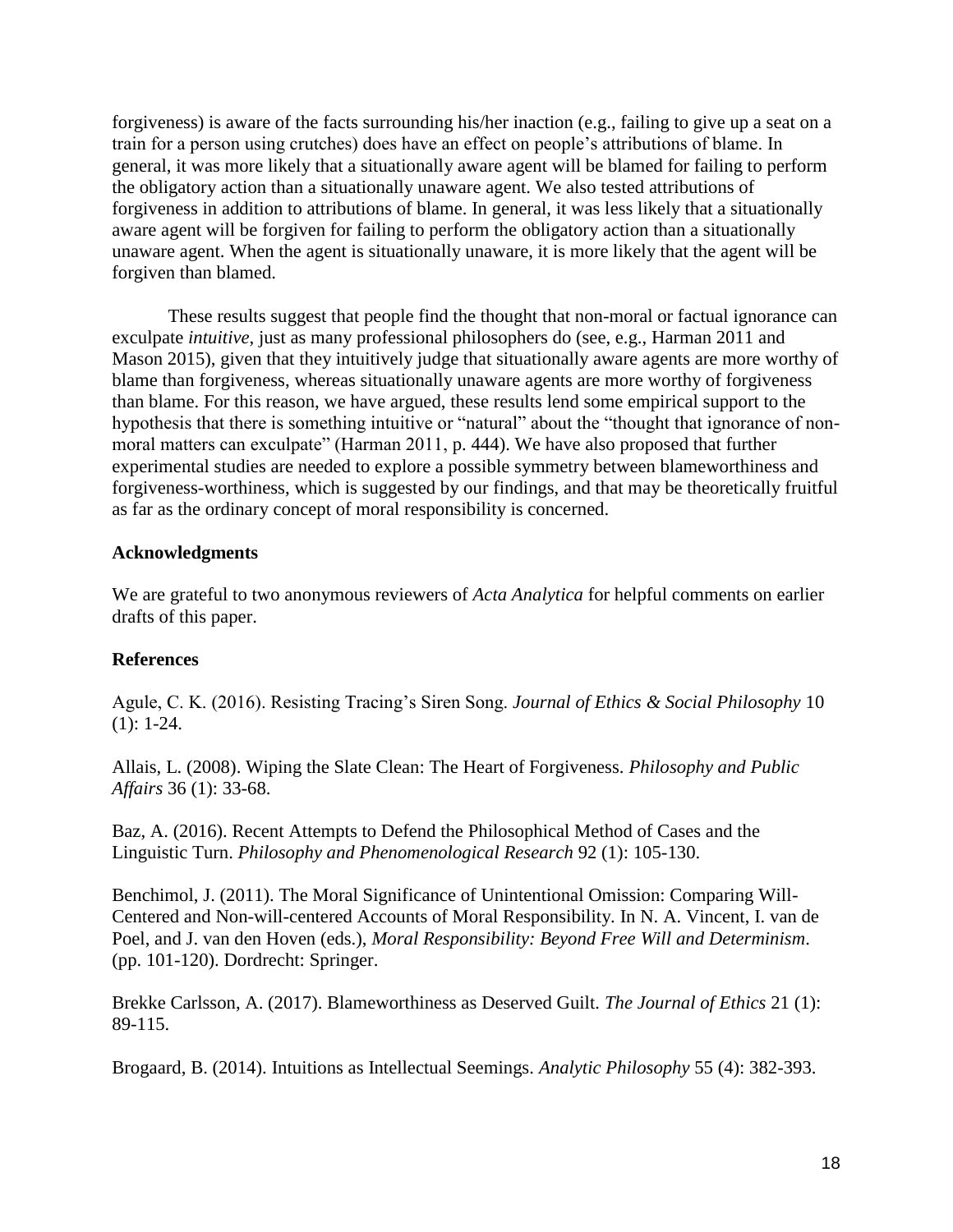forgiveness) is aware of the facts surrounding his/her inaction (e.g., failing to give up a seat on a train for a person using crutches) does have an effect on people's attributions of blame. In general, it was more likely that a situationally aware agent will be blamed for failing to perform the obligatory action than a situationally unaware agent. We also tested attributions of forgiveness in addition to attributions of blame. In general, it was less likely that a situationally aware agent will be forgiven for failing to perform the obligatory action than a situationally unaware agent. When the agent is situationally unaware, it is more likely that the agent will be forgiven than blamed.

These results suggest that people find the thought that non-moral or factual ignorance can exculpate *intuitive*, just as many professional philosophers do (see, e.g., Harman 2011 and Mason 2015), given that they intuitively judge that situationally aware agents are more worthy of blame than forgiveness, whereas situationally unaware agents are more worthy of forgiveness than blame. For this reason, we have argued, these results lend some empirical support to the hypothesis that there is something intuitive or "natural" about the "thought that ignorance of non-moral matters can exculpate" (Harman 2011, p. 444). We have also proposed that further experimental studies are needed to explore a possible symmetry between blameworthiness and forgiveness-worthiness, which is suggested by our findings, and that may be theoretically fruitful as far as the ordinary concept of moral responsibility is concerned.

**Acknowledgments**

We are grateful to two anonymous reviewers of *Acta Analytica* for helpful comments on earlier drafts of this paper.

**References**

Agule, C. K. (2016). Resisting Tracing's Siren Song. *Journal of Ethics & Social Philosophy* 10 (1): 1-24.

Allais, L. (2008). Wiping the Slate Clean: The Heart of Forgiveness. *Philosophy and Public Affairs* 36 (1): 33-68.

Baz, A. (2016). Recent Attempts to Defend the Philosophical Method of Cases and the Linguistic Turn. *Philosophy and Phenomenological Research* 92 (1): 105-130.

Benchimol, J. (2011). The Moral Significance of Unintentional Omission: Comparing Will-Centered and Non-will-centered Accounts of Moral Responsibility. In N. A. Vincent, I. van de Poel, and J. van den Hoven (eds.), *Moral Responsibility: Beyond Free Will and Determinism*. (pp. 101-120). Dordrecht: Springer.

Brekke Carlsson, A. (2017). Blameworthiness as Deserved Guilt. *The Journal of Ethics* 21 (1): 89-115.

Brogaard, B. (2014). Intuitions as Intellectual Seemings. *Analytic Philosophy* 55 (4): 382-393.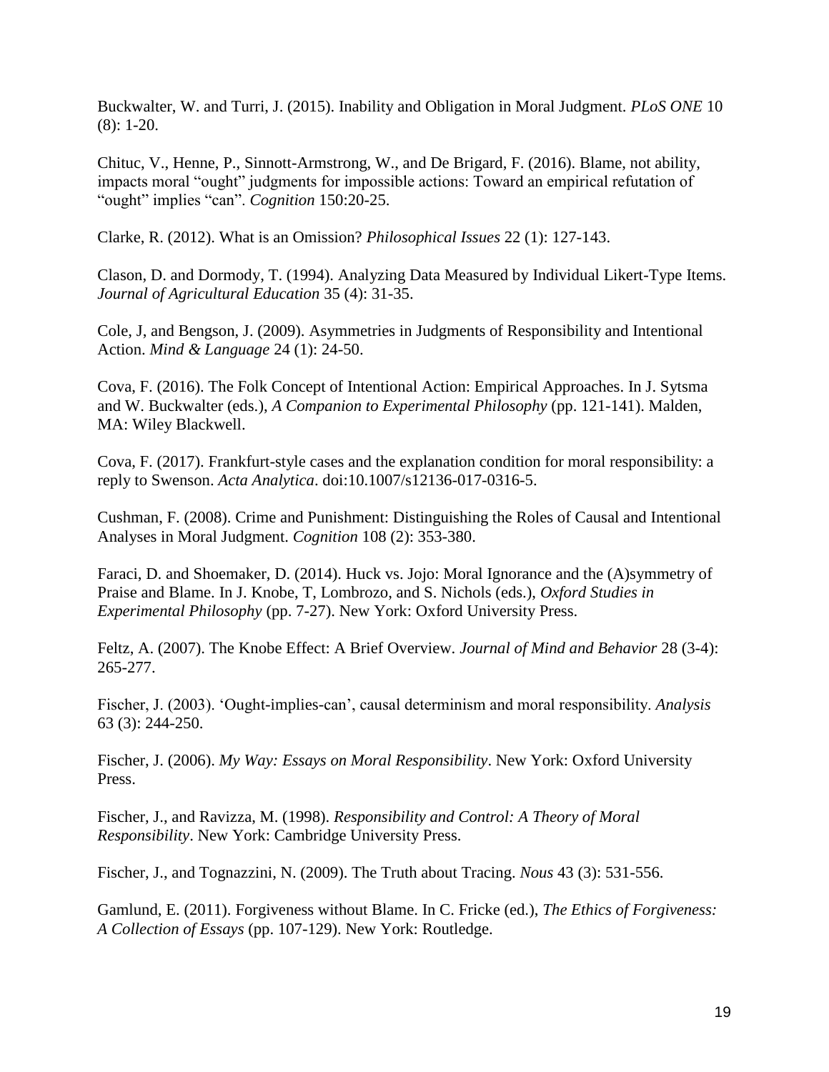Buckwalter, W. and Turri, J. (2015). Inability and Obligation in Moral Judgment. *PLoS ONE* 10 (8): 1-20.

Chituc, V., Henne, P., Sinnott-Armstrong, W., and De Brigard, F. (2016). Blame, not ability, impacts moral "ought" judgments for impossible actions: Toward an empirical refutation of "ought" implies "can". *Cognition* 150:20-25.

Clarke, R. (2012). What is an Omission? *Philosophical Issues* 22 (1): 127-143.

Clason, D. and Dormody, T. (1994). Analyzing Data Measured by Individual Likert-Type Items. *Journal of Agricultural Education* 35 (4): 31-35.

Cole, J, and Bengson, J. (2009). Asymmetries in Judgments of Responsibility and Intentional Action. *Mind & Language* 24 (1): 24-50.

Cova, F. (2016). The Folk Concept of Intentional Action: Empirical Approaches. In J. Sytsma and W. Buckwalter (eds.), *A Companion to Experimental Philosophy* (pp. 121-141). Malden, MA: Wiley Blackwell.

Cova, F. (2017). Frankfurt-style cases and the explanation condition for moral responsibility: a reply to Swenson. *Acta Analytica*. doi:10.1007/s12136-017-0316-5.

Cushman, F. (2008). Crime and Punishment: Distinguishing the Roles of Causal and Intentional Analyses in Moral Judgment. *Cognition* 108 (2): 353-380.

Faraci, D. and Shoemaker, D. (2014). Huck vs. Jojo: Moral Ignorance and the (A)symmetry of Praise and Blame. In J. Knobe, T, Lombrozo, and S. Nichols (eds.), *Oxford Studies in Experimental Philosophy* (pp. 7-27). New York: Oxford University Press.

Feltz, A. (2007). The Knobe Effect: A Brief Overview. *Journal of Mind and Behavior* 28 (3-4): 265-277.

Fischer, J. (2003). 'Ought-implies-can', causal determinism and moral responsibility. *Analysis* 63 (3): 244-250.

Fischer, J. (2006). *My Way: Essays on Moral Responsibility*. New York: Oxford University Press.

Fischer, J., and Ravizza, M. (1998). *Responsibility and Control: A Theory of Moral Responsibility*. New York: Cambridge University Press.

Fischer, J., and Tognazzini, N. (2009). The Truth about Tracing. *Nous* 43 (3): 531-556.

Gamlund, E. (2011). Forgiveness without Blame. In C. Fricke (ed.), *The Ethics of Forgiveness: A Collection of Essays* (pp. 107-129). New York: Routledge.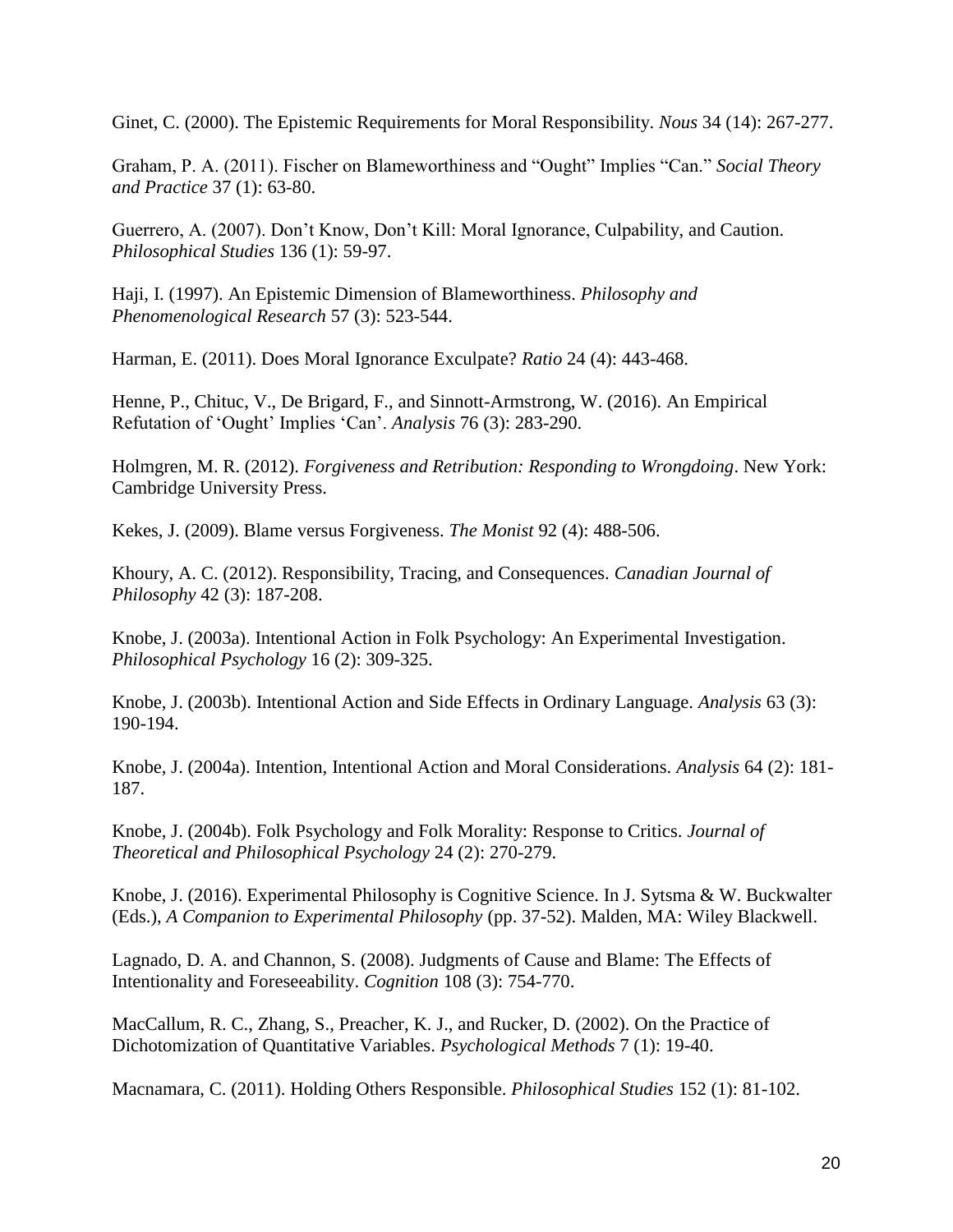Ginet, C. (2000). The Epistemic Requirements for Moral Responsibility. *Nous* 34 (14): 267-277.

Graham, P. A. (2011). Fischer on Blameworthiness and "Ought" Implies "Can." *Social Theory and Practice* 37 (1): 63-80.

Guerrero, A. (2007). Don't Know, Don't Kill: Moral Ignorance, Culpability, and Caution. *Philosophical Studies* 136 (1): 59-97.

Haji, I. (1997). An Epistemic Dimension of Blameworthiness. *Philosophy and Phenomenological Research* 57 (3): 523-544.

Harman, E. (2011). Does Moral Ignorance Exculpate? *Ratio* 24 (4): 443-468.

Henne, P., Chituc, V., De Brigard, F., and Sinnott-Armstrong, W. (2016). An Empirical Refutation of 'Ought' Implies 'Can'. *Analysis* 76 (3): 283-290.

Holmgren, M. R. (2012). *Forgiveness and Retribution: Responding to Wrongdoing*. New York: Cambridge University Press.

Kekes, J. (2009). Blame versus Forgiveness. *The Monist* 92 (4): 488-506.

Khoury, A. C. (2012). Responsibility, Tracing, and Consequences. *Canadian Journal of Philosophy* 42 (3): 187-208.

Knobe, J. (2003a). Intentional Action in Folk Psychology: An Experimental Investigation. *Philosophical Psychology* 16 (2): 309-325.

Knobe, J. (2003b). Intentional Action and Side Effects in Ordinary Language. *Analysis* 63 (3): 190-194.

Knobe, J. (2004a). Intention, Intentional Action and Moral Considerations. *Analysis* 64 (2): 181-187.

Knobe, J. (2004b). Folk Psychology and Folk Morality: Response to Critics. *Journal of Theoretical and Philosophical Psychology* 24 (2): 270-279.

Knobe, J. (2016). Experimental Philosophy is Cognitive Science. In J. Sytsma & W. Buckwalter (Eds.), *A Companion to Experimental Philosophy* (pp. 37-52). Malden, MA: Wiley Blackwell.

Lagnado, D. A. and Channon, S. (2008). Judgments of Cause and Blame: The Effects of Intentionality and Foreseeability. *Cognition* 108 (3): 754-770.

MacCallum, R. C., Zhang, S., Preacher, K. J., and Rucker, D. (2002). On the Practice of Dichotomization of Quantitative Variables. *Psychological Methods* 7 (1): 19-40.

Macnamara, C. (2011). Holding Others Responsible. *Philosophical Studies* 152 (1): 81-102.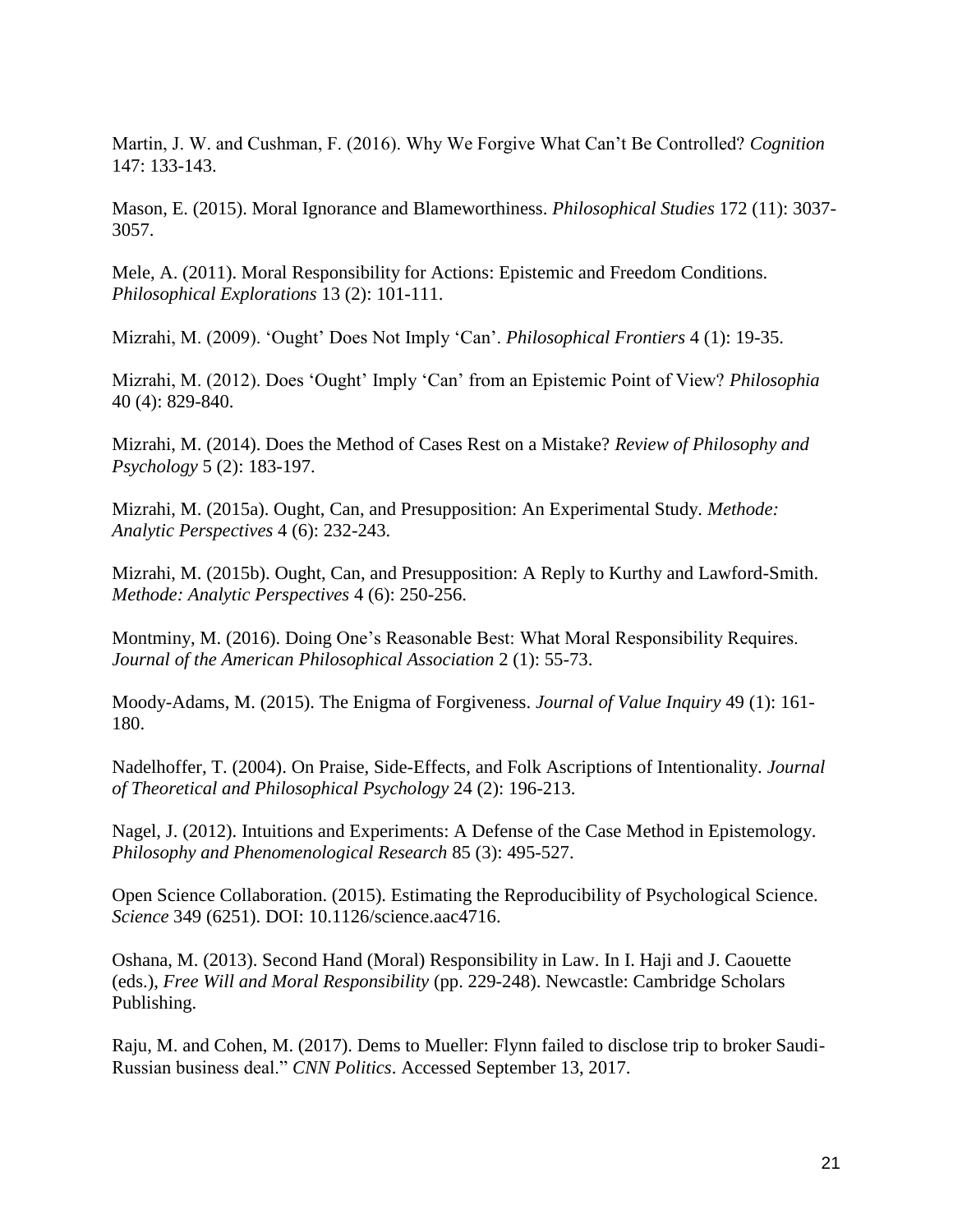Martin, J. W. and Cushman, F. (2016). Why We Forgive What Can't Be Controlled? *Cognition* 147: 133-143.

Mason, E. (2015). Moral Ignorance and Blameworthiness. *Philosophical Studies* 172 (11): 3037-3057.

Mele, A. (2011). Moral Responsibility for Actions: Epistemic and Freedom Conditions. *Philosophical Explorations* 13 (2): 101-111.

Mizrahi, M. (2009). 'Ought' Does Not Imply 'Can'. *Philosophical Frontiers* 4 (1): 19-35.

Mizrahi, M. (2012). Does 'Ought' Imply 'Can' from an Epistemic Point of View? *Philosophia* 40 (4): 829-840.

Mizrahi, M. (2014). Does the Method of Cases Rest on a Mistake? *Review of Philosophy and Psychology* 5 (2): 183-197.

Mizrahi, M. (2015a). Ought, Can, and Presupposition: An Experimental Study. *Methode: Analytic Perspectives* 4 (6): 232-243.

Mizrahi, M. (2015b). Ought, Can, and Presupposition: A Reply to Kurthy and Lawford-Smith. *Methode: Analytic Perspectives* 4 (6): 250-256.

Montminy, M. (2016). Doing One's Reasonable Best: What Moral Responsibility Requires. *Journal of the American Philosophical Association* 2 (1): 55-73.

Moody-Adams, M. (2015). The Enigma of Forgiveness. *Journal of Value Inquiry* 49 (1): 161-180.

Nadelhoffer, T. (2004). On Praise, Side-Effects, and Folk Ascriptions of Intentionality. *Journal of Theoretical and Philosophical Psychology* 24 (2): 196-213.

Nagel, J. (2012). Intuitions and Experiments: A Defense of the Case Method in Epistemology. *Philosophy and Phenomenological Research* 85 (3): 495-527.

Open Science Collaboration. (2015). Estimating the Reproducibility of Psychological Science. *Science* 349 (6251). DOI: 10.1126/science.aac4716.

Oshana, M. (2013). Second Hand (Moral) Responsibility in Law. In I. Haji and J. Caouette (eds.), *Free Will and Moral Responsibility* (pp. 229-248). Newcastle: Cambridge Scholars Publishing.

Raju, M. and Cohen, M. (2017). Dems to Mueller: Flynn failed to disclose trip to broker Saudi-Russian business deal." *CNN Politics*. Accessed September 13, 2017.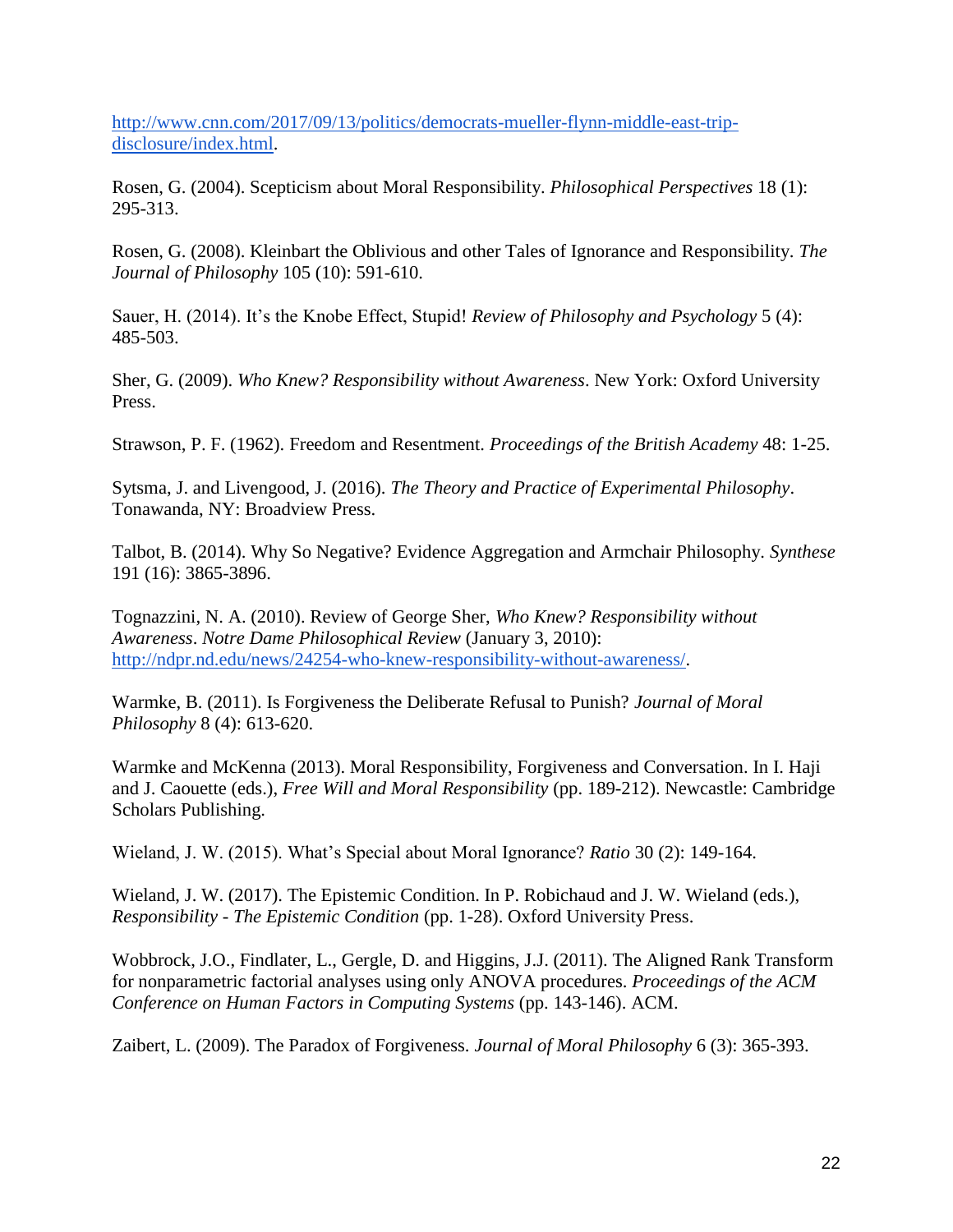http://www.cnn.com/2017/09/13/politics/democrats-mueller-flynn-middle-east-trip-disclosure/index.html.

Rosen, G. (2004). Scepticism about Moral Responsibility. *Philosophical Perspectives* 18 (1): 295-313.

Rosen, G. (2008). Kleinbart the Oblivious and other Tales of Ignorance and Responsibility. *The Journal of Philosophy* 105 (10): 591-610.

Sauer, H. (2014). It's the Knobe Effect, Stupid! *Review of Philosophy and Psychology* 5 (4): 485-503.

Sher, G. (2009). *Who Knew? Responsibility without Awareness*. New York: Oxford University Press.

Strawson, P. F. (1962). Freedom and Resentment. *Proceedings of the British Academy* 48: 1-25.

Sytsma, J. and Livengood, J. (2016). *The Theory and Practice of Experimental Philosophy*. Tonawanda, NY: Broadview Press.

Talbot, B. (2014). Why So Negative? Evidence Aggregation and Armchair Philosophy. *Synthese* 191 (16): 3865-3896.

Tognazzini, N. A. (2010). Review of George Sher, *Who Knew? Responsibility without Awareness*. *Notre Dame Philosophical Review* (January 3, 2010): http://ndpr.nd.edu/news/24254-who-knew-responsibility-without-awareness/.

Warmke, B. (2011). Is Forgiveness the Deliberate Refusal to Punish? *Journal of Moral Philosophy* 8 (4): 613-620.

Warmke and McKenna (2013). Moral Responsibility, Forgiveness and Conversation. In I. Haji and J. Caouette (eds.), *Free Will and Moral Responsibility* (pp. 189-212). Newcastle: Cambridge Scholars Publishing.

Wieland, J. W. (2015). What's Special about Moral Ignorance? *Ratio* 30 (2): 149-164.

Wieland, J. W. (2017). The Epistemic Condition. In P. Robichaud and J. W. Wieland (eds.), *Responsibility - The Epistemic Condition* (pp. 1-28). Oxford University Press.

Wobbrock, J.O., Findlater, L., Gergle, D. and Higgins, J.J. (2011). The Aligned Rank Transform for nonparametric factorial analyses using only ANOVA procedures. *Proceedings of the ACM Conference on Human Factors in Computing Systems* (pp. 143-146). ACM.

Zaibert, L. (2009). The Paradox of Forgiveness. *Journal of Moral Philosophy* 6 (3): 365-393.